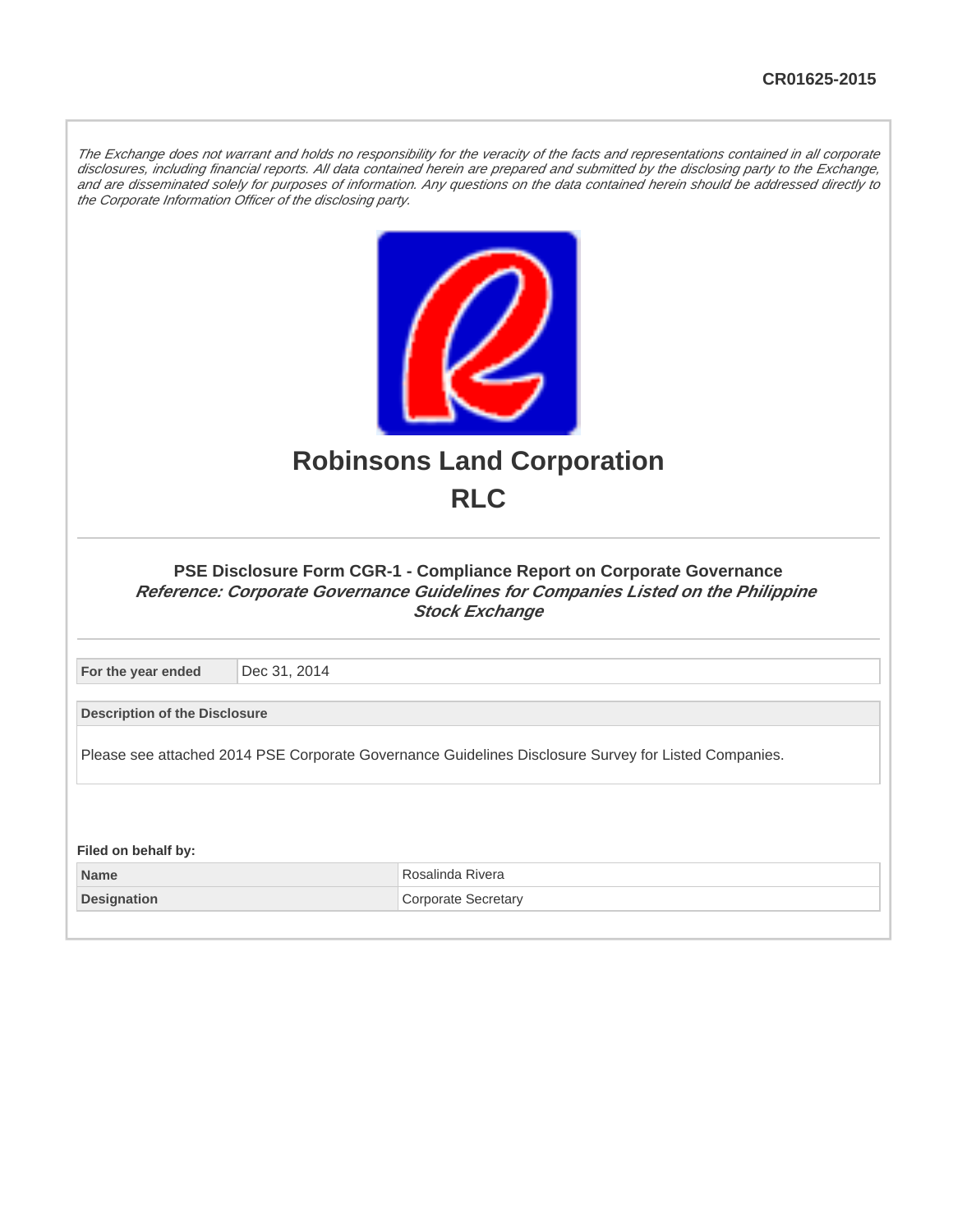CR01625-2015

*The Exchange does not warrant and holds no responsibility for the veracity of the facts and representations contained in all corporate disclosures, including financial reports. All data contained herein are prepared and submitted by the disclosing party to the Exchange, and are disseminated solely for purposes of information. Any questions on the data contained herein should be addressed directly to the Corporate Information Officer of the disclosing party.*

# Robinsons Land Corporation

# RLC

### PSE Disclosure Form CGR-1 - Compliance Report on Corporate Governance

***Reference: Corporate Governance Guidelines for Companies Listed on the Philippine Stock Exchange***

| For the year ended | Dec 31, 2014 |
|---|---|

| Description of the Disclosure |
|---|
| Please see attached 2014 PSE Corporate Governance Guidelines Disclosure Survey for Listed Companies. |

**Filed on behalf by:**

| Name | Rosalinda Rivera |
|---|---|
| Designation | Corporate Secretary |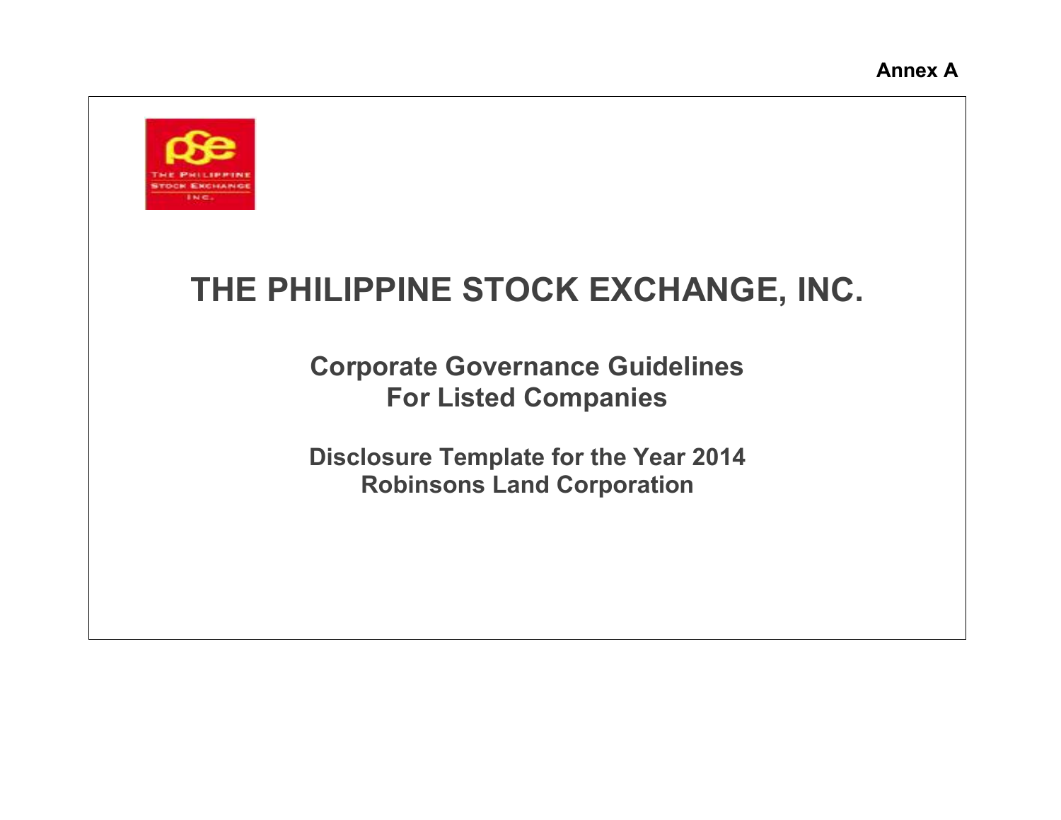Annex A

# THE PHILIPPINE STOCK EXCHANGE, INC.

## Corporate Governance Guidelines
## For Listed Companies

### Disclosure Template for the Year 2014
### Robinsons Land Corporation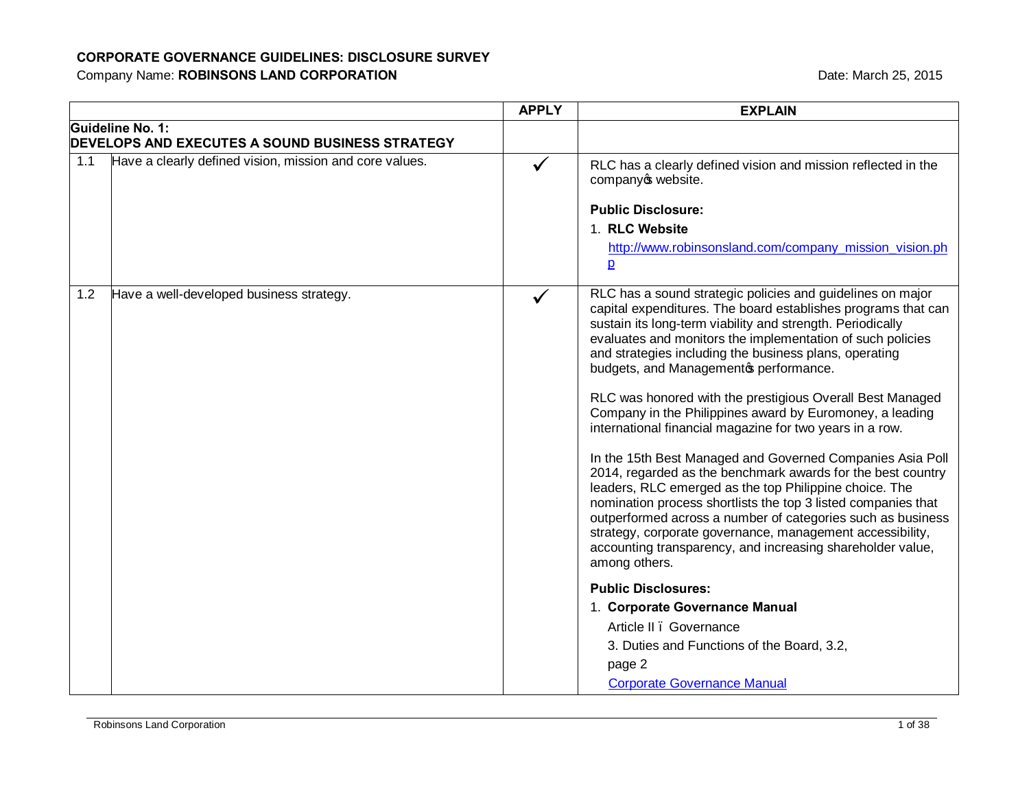**CORPORATE GOVERNANCE GUIDELINES: DISCLOSURE SURVEY**

Company Name: **ROBINSONS LAND CORPORATION**

Date: March 25, 2015

| | | APPLY | EXPLAIN |
|---|---|---|---|
| **Guideline No. 1: DEVELOPS AND EXECUTES A SOUND BUSINESS STRATEGY** | | | |
| 1.1 | Have a clearly defined vision, mission and core values. | ✓ | RLC has a clearly defined vision and mission reflected in the company's website.<br><br>**Public Disclosure:**<br>1. **RLC Website**<br>http://www.robinsonsland.com/company_mission_vision.php |
| 1.2 | Have a well-developed business strategy. | ✓ | RLC has a sound strategic policies and guidelines on major capital expenditures. The board establishes programs that can sustain its long-term viability and strength. Periodically evaluates and monitors the implementation of such policies and strategies including the business plans, operating budgets, and Management's performance.<br><br>RLC was honored with the prestigious Overall Best Managed Company in the Philippines award by Euromoney, a leading international financial magazine for two years in a row.<br><br>In the 15th Best Managed and Governed Companies Asia Poll 2014, regarded as the benchmark awards for the best country leaders, RLC emerged as the top Philippine choice. The nomination process shortlists the top 3 listed companies that outperformed across a number of categories such as business strategy, corporate governance, management accessibility, accounting transparency, and increasing shareholder value, among others.<br><br>**Public Disclosures:**<br>1. **Corporate Governance Manual**<br>Article II – Governance<br>3. Duties and Functions of the Board, 3.2,<br>page 2<br>Corporate Governance Manual |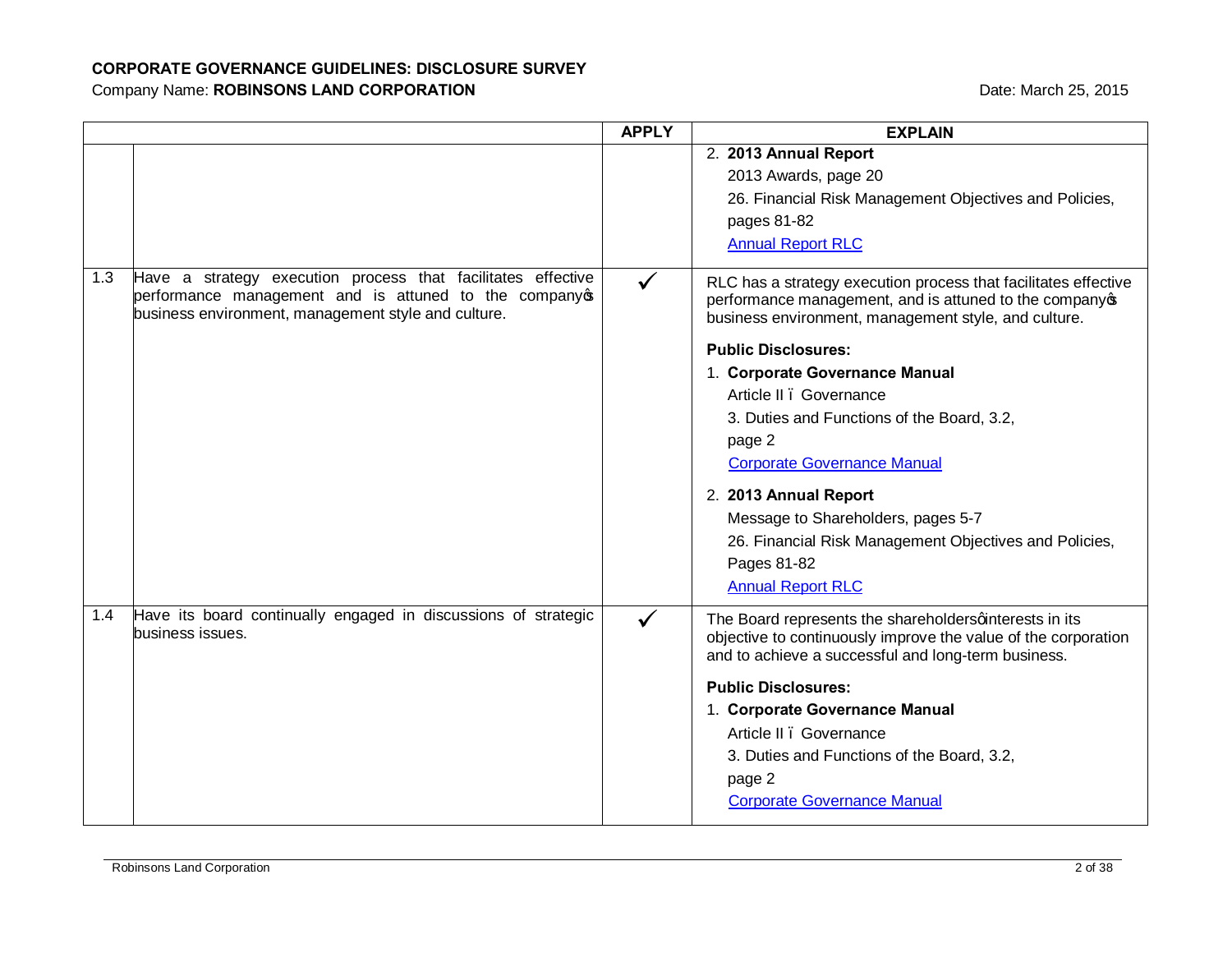**CORPORATE GOVERNANCE GUIDELINES: DISCLOSURE SURVEY**

Company Name: **ROBINSONS LAND CORPORATION**

Date: March 25, 2015

| | | APPLY | EXPLAIN |
|---|---|---|---|
| | | | 2. **2013 Annual Report**<br>2013 Awards, page 20<br>26. Financial Risk Management Objectives and Policies, pages 81-82<br>Annual Report RLC |
| 1.3 | Have a strategy execution process that facilitates effective performance management and is attuned to the company's business environment, management style and culture. | ✓ | RLC has a strategy execution process that facilitates effective performance management, and is attuned to the company's business environment, management style, and culture.<br><br>**Public Disclosures:**<br>1. **Corporate Governance Manual**<br>Article II – Governance<br>3. Duties and Functions of the Board, 3.2, page 2<br>Corporate Governance Manual<br><br>2. **2013 Annual Report**<br>Message to Shareholders, pages 5-7<br>26. Financial Risk Management Objectives and Policies, Pages 81-82<br>Annual Report RLC |
| 1.4 | Have its board continually engaged in discussions of strategic business issues. | ✓ | The Board represents the shareholders' interests in its objective to continuously improve the value of the corporation and to achieve a successful and long-term business.<br><br>**Public Disclosures:**<br>1. **Corporate Governance Manual**<br>Article II – Governance<br>3. Duties and Functions of the Board, 3.2, page 2<br>Corporate Governance Manual |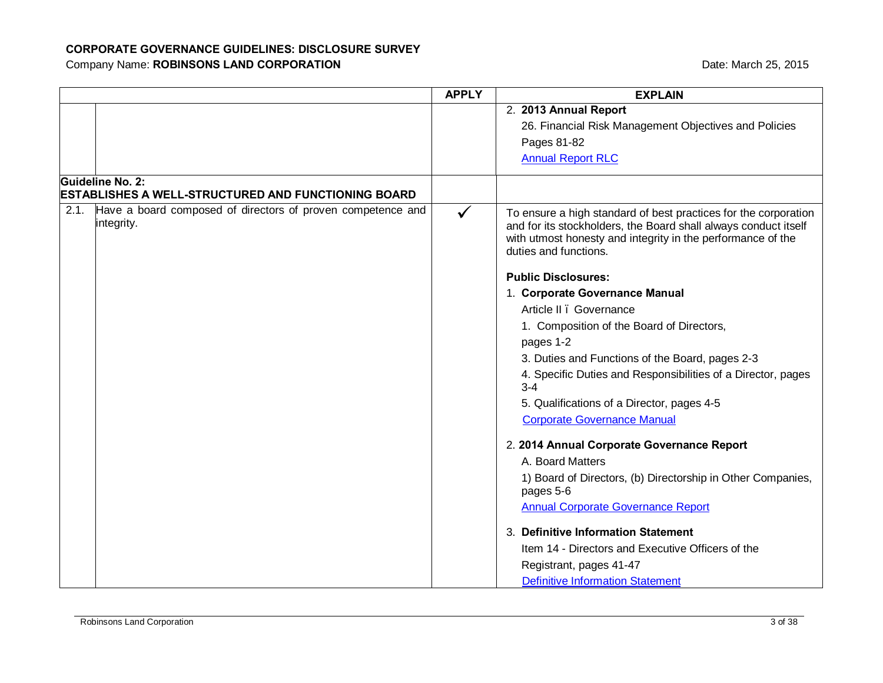**CORPORATE GOVERNANCE GUIDELINES: DISCLOSURE SURVEY**

Company Name: **ROBINSONS LAND CORPORATION**

Date: March 25, 2015

| | | APPLY | EXPLAIN |
|---|---|---|---|
| | | | 2. **2013 Annual Report**<br>26. Financial Risk Management Objectives and Policies<br>Pages 81-82<br>Annual Report RLC |
| **Guideline No. 2:**<br>**ESTABLISHES A WELL-STRUCTURED AND FUNCTIONING BOARD** | | | |
| 2.1. | Have a board composed of directors of proven competence and integrity. | ✓ | To ensure a high standard of best practices for the corporation and for its stockholders, the Board shall always conduct itself with utmost honesty and integrity in the performance of the duties and functions.<br><br>**Public Disclosures:**<br>1. **Corporate Governance Manual**<br>Article II ï Governance<br>1. Composition of the Board of Directors, pages 1-2<br>3. Duties and Functions of the Board, pages 2-3<br>4. Specific Duties and Responsibilities of a Director, pages 3-4<br>5. Qualifications of a Director, pages 4-5<br>Corporate Governance Manual<br><br>2. **2014 Annual Corporate Governance Report**<br>A. Board Matters<br>1) Board of Directors, (b) Directorship in Other Companies, pages 5-6<br>Annual Corporate Governance Report<br><br>3. **Definitive Information Statement**<br>Item 14 - Directors and Executive Officers of the Registrant, pages 41-47<br>Definitive Information Statement |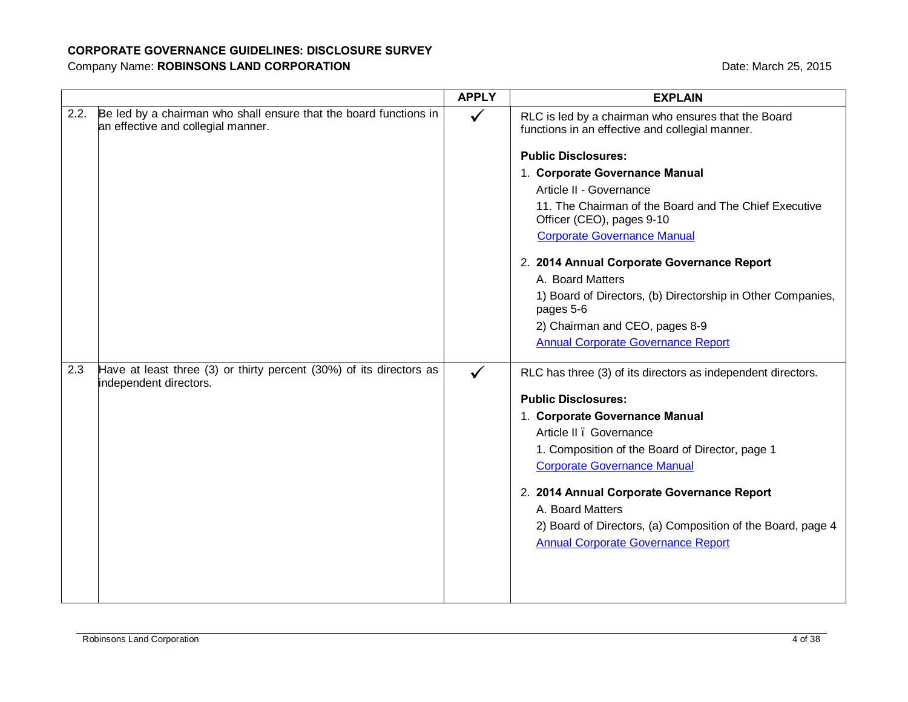**CORPORATE GOVERNANCE GUIDELINES: DISCLOSURE SURVEY**

Company Name: **ROBINSONS LAND CORPORATION** Date: March 25, 2015

| | | APPLY | EXPLAIN |
|---|---|---|---|
| 2.2. | Be led by a chairman who shall ensure that the board functions in an effective and collegial manner. | ✓ | RLC is led by a chairman who ensures that the Board functions in an effective and collegial manner.<br><br>**Public Disclosures:**<br>1. **Corporate Governance Manual**<br>Article II - Governance<br>11. The Chairman of the Board and The Chief Executive Officer (CEO), pages 9-10<br>Corporate Governance Manual<br><br>2. **2014 Annual Corporate Governance Report**<br>A. Board Matters<br>1) Board of Directors, (b) Directorship in Other Companies, pages 5-6<br>2) Chairman and CEO, pages 8-9<br>Annual Corporate Governance Report |
| 2.3 | Have at least three (3) or thirty percent (30%) of its directors as independent directors. | ✓ | RLC has three (3) of its directors as independent directors.<br><br>**Public Disclosures:**<br>1. **Corporate Governance Manual**<br>Article II ï Governance<br>1. Composition of the Board of Director, page 1<br>Corporate Governance Manual<br><br>2. **2014 Annual Corporate Governance Report**<br>A. Board Matters<br>2) Board of Directors, (a) Composition of the Board, page 4<br>Annual Corporate Governance Report |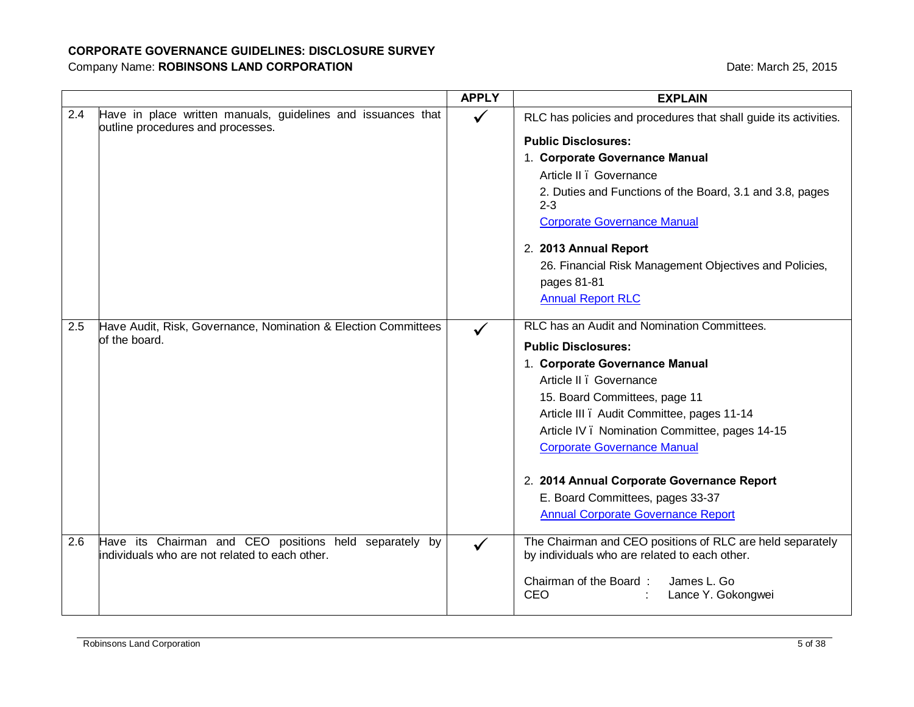**CORPORATE GOVERNANCE GUIDELINES: DISCLOSURE SURVEY**

Company Name: **ROBINSONS LAND CORPORATION** Date: March 25, 2015

| | | APPLY | EXPLAIN |
|---|---|---|---|
| 2.4 | Have in place written manuals, guidelines and issuances that outline procedures and processes. | ✓ | RLC has policies and procedures that shall guide its activities.<br><br>**Public Disclosures:**<br>1. **Corporate Governance Manual**<br>Article II ï Governance<br>2. Duties and Functions of the Board, 3.1 and 3.8, pages 2-3<br>Corporate Governance Manual<br><br>2. **2013 Annual Report**<br>26. Financial Risk Management Objectives and Policies, pages 81-81<br>Annual Report RLC |
| 2.5 | Have Audit, Risk, Governance, Nomination & Election Committees of the board. | ✓ | RLC has an Audit and Nomination Committees.<br><br>**Public Disclosures:**<br>1. **Corporate Governance Manual**<br>Article II ï Governance<br>15. Board Committees, page 11<br>Article III ï Audit Committee, pages 11-14<br>Article IV ï Nomination Committee, pages 14-15<br>Corporate Governance Manual<br><br>2. **2014 Annual Corporate Governance Report**<br>E. Board Committees, pages 33-37<br>Annual Corporate Governance Report |
| 2.6 | Have its Chairman and CEO positions held separately by individuals who are not related to each other. | ✓ | The Chairman and CEO positions of RLC are held separately by individuals who are related to each other.<br><br>Chairman of the Board : James L. Go<br>CEO : Lance Y. Gokongwei |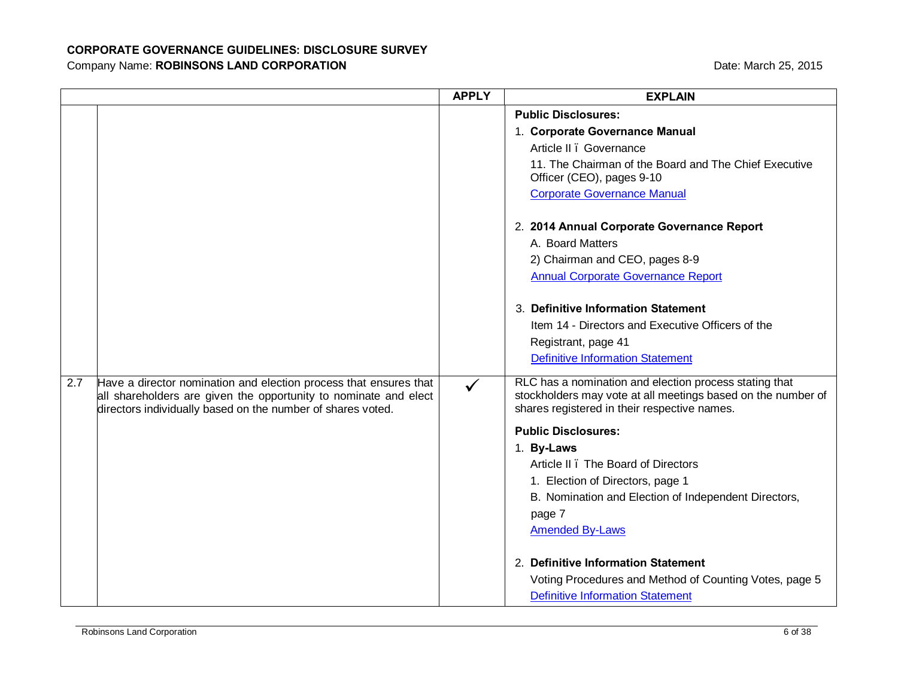**CORPORATE GOVERNANCE GUIDELINES: DISCLOSURE SURVEY**

Company Name: **ROBINSONS LAND CORPORATION**

Date: March 25, 2015

| | | APPLY | EXPLAIN |
|---|---|---|---|
| | | | **Public Disclosures:**<br>1. **Corporate Governance Manual**<br>Article II – Governance<br>11. The Chairman of the Board and The Chief Executive Officer (CEO), pages 9-10<br>Corporate Governance Manual<br><br>2. **2014 Annual Corporate Governance Report**<br>A. Board Matters<br>2) Chairman and CEO, pages 8-9<br>Annual Corporate Governance Report<br><br>3. **Definitive Information Statement**<br>Item 14 - Directors and Executive Officers of the Registrant, page 41<br>Definitive Information Statement |
| 2.7 | Have a director nomination and election process that ensures that all shareholders are given the opportunity to nominate and elect directors individually based on the number of shares voted. | ✓ | RLC has a nomination and election process stating that stockholders may vote at all meetings based on the number of shares registered in their respective names.<br><br>**Public Disclosures:**<br>1. **By-Laws**<br>Article II – The Board of Directors<br>1. Election of Directors, page 1<br>B. Nomination and Election of Independent Directors, page 7<br>Amended By-Laws<br><br>2. **Definitive Information Statement**<br>Voting Procedures and Method of Counting Votes, page 5<br>Definitive Information Statement |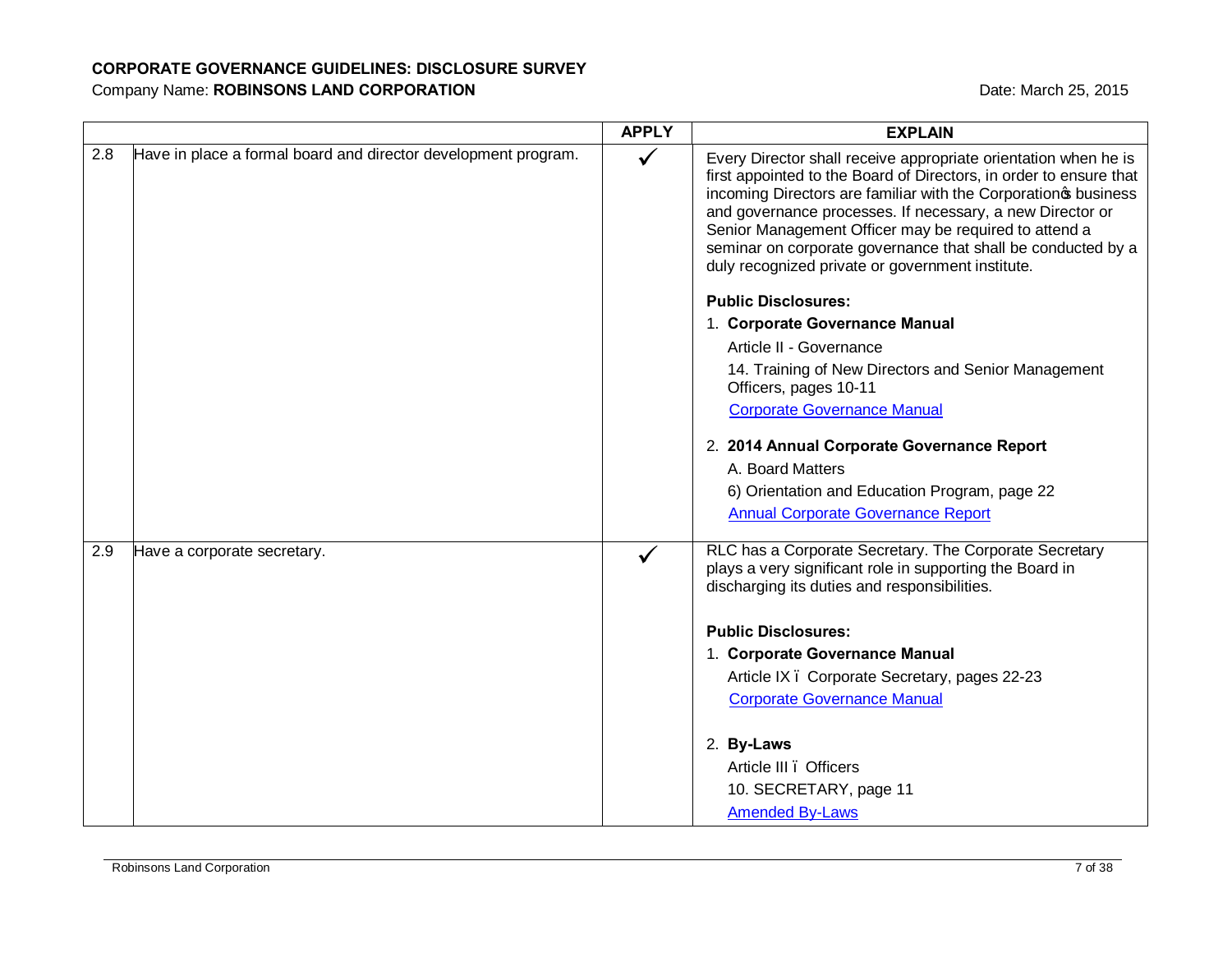**CORPORATE GOVERNANCE GUIDELINES: DISCLOSURE SURVEY**

Company Name: **ROBINSONS LAND CORPORATION** Date: March 25, 2015

| | | APPLY | EXPLAIN |
|---|---|---|---|
| 2.8 | Have in place a formal board and director development program. | ✓ | Every Director shall receive appropriate orientation when he is first appointed to the Board of Directors, in order to ensure that incoming Directors are familiar with the Corporation's business and governance processes. If necessary, a new Director or Senior Management Officer may be required to attend a seminar on corporate governance that shall be conducted by a duly recognized private or government institute.<br><br>**Public Disclosures:**<br>1. **Corporate Governance Manual**<br>Article II - Governance<br>14. Training of New Directors and Senior Management Officers, pages 10-11<br>Corporate Governance Manual<br><br>2. **2014 Annual Corporate Governance Report**<br>A. Board Matters<br>6) Orientation and Education Program, page 22<br>Annual Corporate Governance Report |
| 2.9 | Have a corporate secretary. | ✓ | RLC has a Corporate Secretary. The Corporate Secretary plays a very significant role in supporting the Board in discharging its duties and responsibilities.<br><br>**Public Disclosures:**<br>1. **Corporate Governance Manual**<br>Article IX – Corporate Secretary, pages 22-23<br>Corporate Governance Manual<br><br>2. **By-Laws**<br>Article III – Officers<br>10. SECRETARY, page 11<br>Amended By-Laws |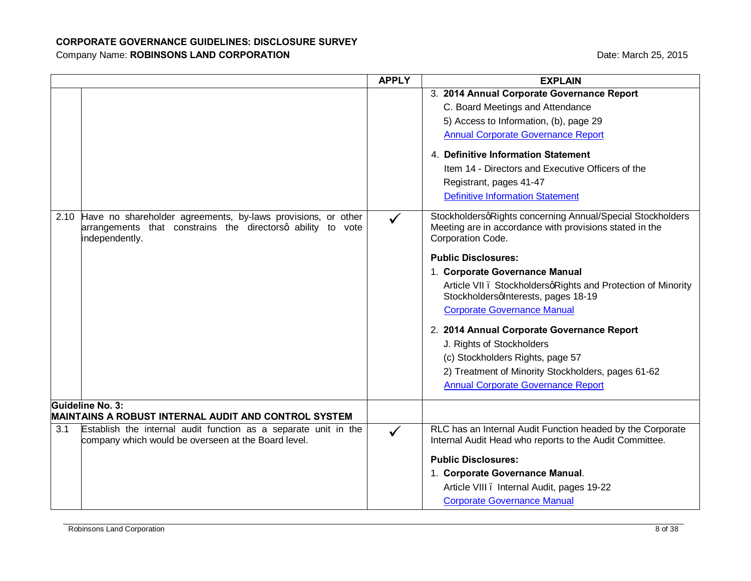**CORPORATE GOVERNANCE GUIDELINES: DISCLOSURE SURVEY**

Company Name: **ROBINSONS LAND CORPORATION** Date: March 25, 2015

| | | APPLY | EXPLAIN |
|---|---|---|---|
| | | | 3. **2014 Annual Corporate Governance Report**<br>C. Board Meetings and Attendance<br>5) Access to Information, (b), page 29<br>Annual Corporate Governance Report<br><br>4. **Definitive Information Statement**<br>Item 14 - Directors and Executive Officers of the Registrant, pages 41-47<br>Definitive Information Statement |
| 2.10 | Have no shareholder agreements, by-laws provisions, or other arrangements that constrains the directorsô ability to vote independently. | ✓ | StockholdersqRights concerning Annual/Special Stockholders Meeting are in accordance with provisions stated in the Corporation Code.<br><br>**Public Disclosures:**<br>1. **Corporate Governance Manual**<br>Article VII ï StockholdersqRights and Protection of Minority StockholdersqInterests, pages 18-19<br>Corporate Governance Manual<br><br>2. **2014 Annual Corporate Governance Report**<br>J. Rights of Stockholders<br>(c) Stockholders Rights, page 57<br>2) Treatment of Minority Stockholders, pages 61-62<br>Annual Corporate Governance Report |
| **Guideline No. 3:**<br>**MAINTAINS A ROBUST INTERNAL AUDIT AND CONTROL SYSTEM** | | | |
| 3.1 | Establish the internal audit function as a separate unit in the company which would be overseen at the Board level. | ✓ | RLC has an Internal Audit Function headed by the Corporate Internal Audit Head who reports to the Audit Committee.<br><br>**Public Disclosures:**<br>1. **Corporate Governance Manual**.<br>Article VIII ï Internal Audit, pages 19-22<br>Corporate Governance Manual |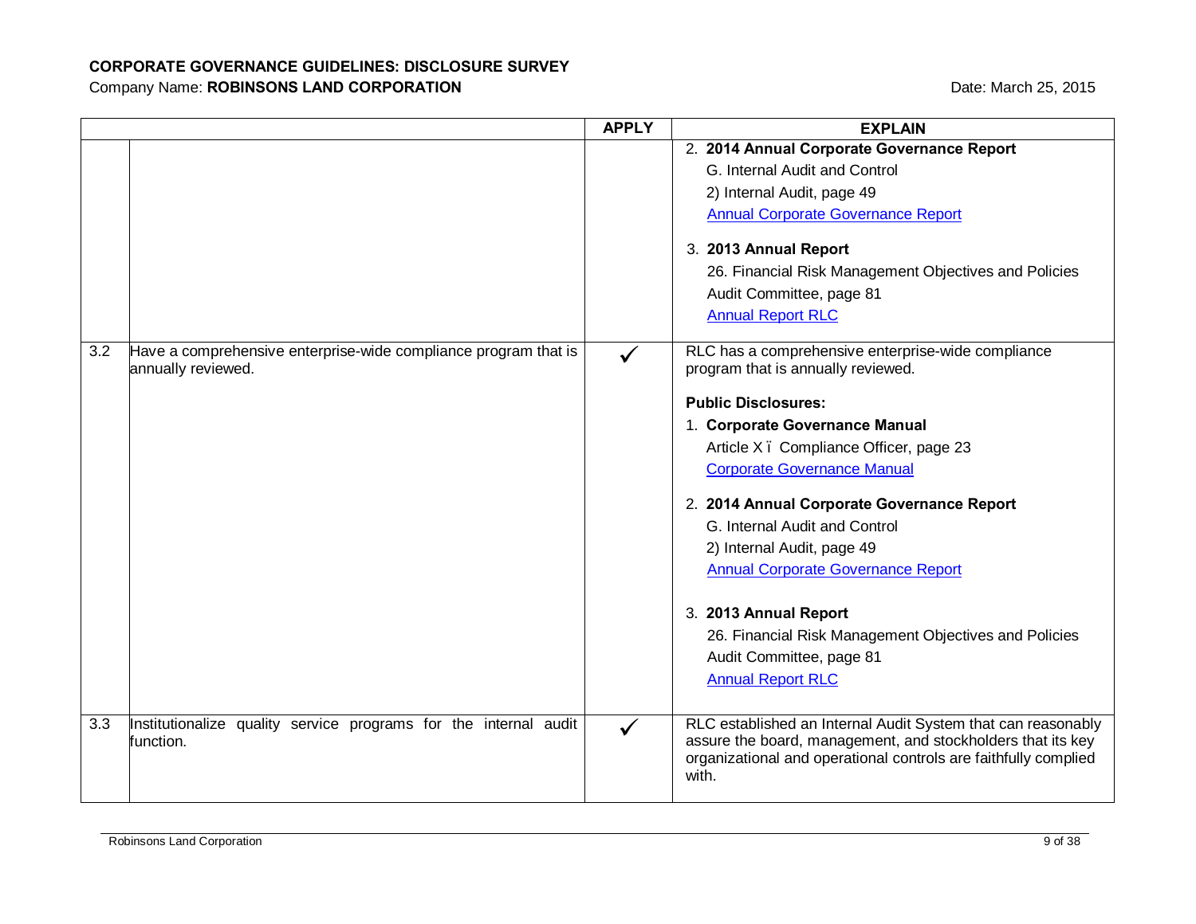**CORPORATE GOVERNANCE GUIDELINES: DISCLOSURE SURVEY**

Company Name: **ROBINSONS LAND CORPORATION** Date: March 25, 2015

| | | APPLY | EXPLAIN |
|---|---|---|---|
| | | | 2. **2014 Annual Corporate Governance Report**<br>G. Internal Audit and Control<br>2) Internal Audit, page 49<br>Annual Corporate Governance Report<br><br>3. **2013 Annual Report**<br>26. Financial Risk Management Objectives and Policies<br>Audit Committee, page 81<br>Annual Report RLC |
| 3.2 | Have a comprehensive enterprise-wide compliance program that is annually reviewed. | ✓ | RLC has a comprehensive enterprise-wide compliance program that is annually reviewed.<br><br>**Public Disclosures:**<br>1. **Corporate Governance Manual**<br>Article X ï Compliance Officer, page 23<br>Corporate Governance Manual<br><br>2. **2014 Annual Corporate Governance Report**<br>G. Internal Audit and Control<br>2) Internal Audit, page 49<br>Annual Corporate Governance Report<br><br>3. **2013 Annual Report**<br>26. Financial Risk Management Objectives and Policies<br>Audit Committee, page 81<br>Annual Report RLC |
| 3.3 | Institutionalize quality service programs for the internal audit function. | ✓ | RLC established an Internal Audit System that can reasonably assure the board, management, and stockholders that its key organizational and operational controls are faithfully complied with. |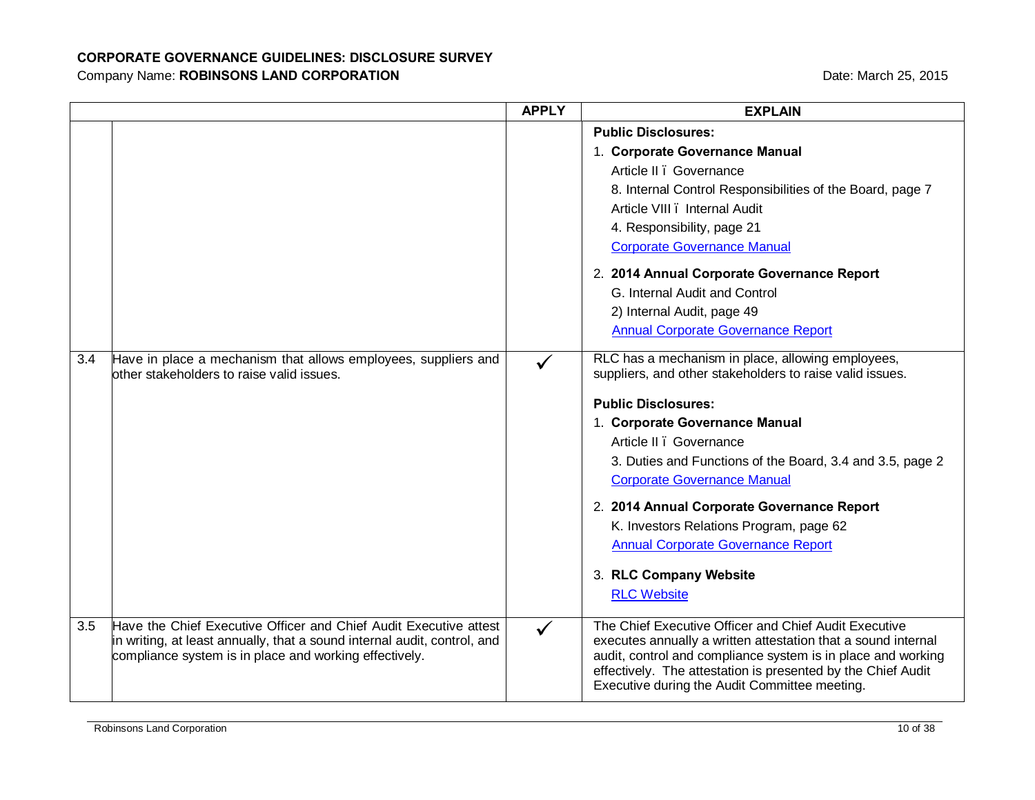**CORPORATE GOVERNANCE GUIDELINES: DISCLOSURE SURVEY**

Company Name: **ROBINSONS LAND CORPORATION** Date: March 25, 2015

| | | APPLY | EXPLAIN |
|---|---|---|---|
| | | | **Public Disclosures:**<br>1. **Corporate Governance Manual**<br>Article II ï Governance<br>8. Internal Control Responsibilities of the Board, page 7<br>Article VIII ï Internal Audit<br>4. Responsibility, page 21<br>Corporate Governance Manual<br>2. **2014 Annual Corporate Governance Report**<br>G. Internal Audit and Control<br>2) Internal Audit, page 49<br>Annual Corporate Governance Report |
| 3.4 | Have in place a mechanism that allows employees, suppliers and other stakeholders to raise valid issues. | ✓ | RLC has a mechanism in place, allowing employees, suppliers, and other stakeholders to raise valid issues.<br>**Public Disclosures:**<br>1. **Corporate Governance Manual**<br>Article II ï Governance<br>3. Duties and Functions of the Board, 3.4 and 3.5, page 2<br>Corporate Governance Manual<br>2. **2014 Annual Corporate Governance Report**<br>K. Investors Relations Program, page 62<br>Annual Corporate Governance Report<br>3. **RLC Company Website**<br>RLC Website |
| 3.5 | Have the Chief Executive Officer and Chief Audit Executive attest in writing, at least annually, that a sound internal audit, control, and compliance system is in place and working effectively. | ✓ | The Chief Executive Officer and Chief Audit Executive executes annually a written attestation that a sound internal audit, control and compliance system is in place and working effectively. The attestation is presented by the Chief Audit Executive during the Audit Committee meeting. |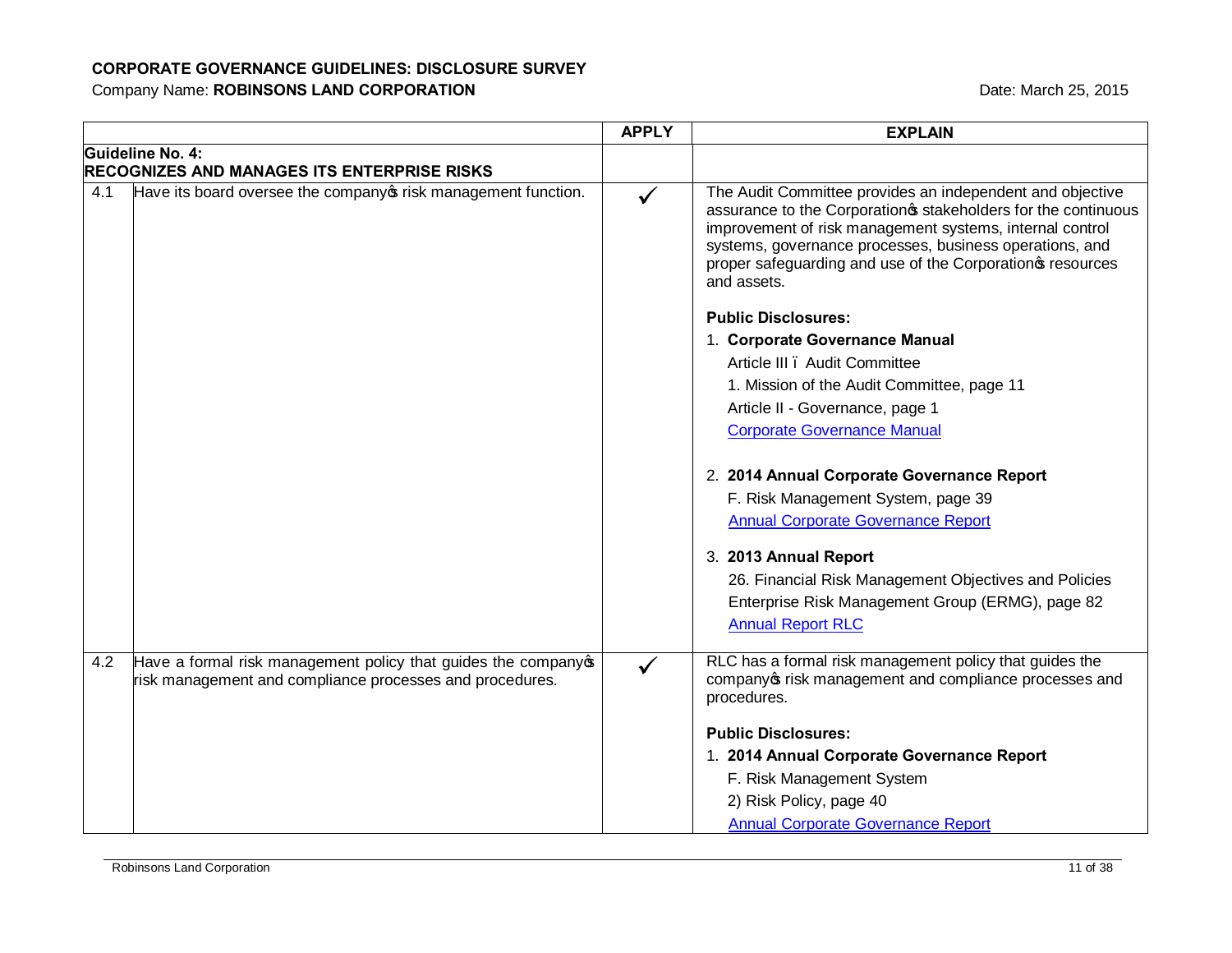**CORPORATE GOVERNANCE GUIDELINES: DISCLOSURE SURVEY**

Company Name: **ROBINSONS LAND CORPORATION**

Date: March 25, 2015

| | | APPLY | EXPLAIN |
|---|---|---|---|
| **Guideline No. 4: RECOGNIZES AND MANAGES ITS ENTERPRISE RISKS** | | | |
| 4.1 | Have its board oversee the company's risk management function. | ✓ | The Audit Committee provides an independent and objective assurance to the Corporation's stakeholders for the continuous improvement of risk management systems, internal control systems, governance processes, business operations, and proper safeguarding and use of the Corporation's resources and assets.<br><br>**Public Disclosures:**<br>1. **Corporate Governance Manual**<br>Article III – Audit Committee<br>1. Mission of the Audit Committee, page 11<br>Article II - Governance, page 1<br>Corporate Governance Manual<br><br>2. **2014 Annual Corporate Governance Report**<br>F. Risk Management System, page 39<br>Annual Corporate Governance Report<br><br>3. **2013 Annual Report**<br>26. Financial Risk Management Objectives and Policies<br>Enterprise Risk Management Group (ERMG), page 82<br>Annual Report RLC |
| 4.2 | Have a formal risk management policy that guides the company's risk management and compliance processes and procedures. | ✓ | RLC has a formal risk management policy that guides the company's risk management and compliance processes and procedures.<br><br>**Public Disclosures:**<br>1. **2014 Annual Corporate Governance Report**<br>F. Risk Management System<br>2) Risk Policy, page 40<br>Annual Corporate Governance Report |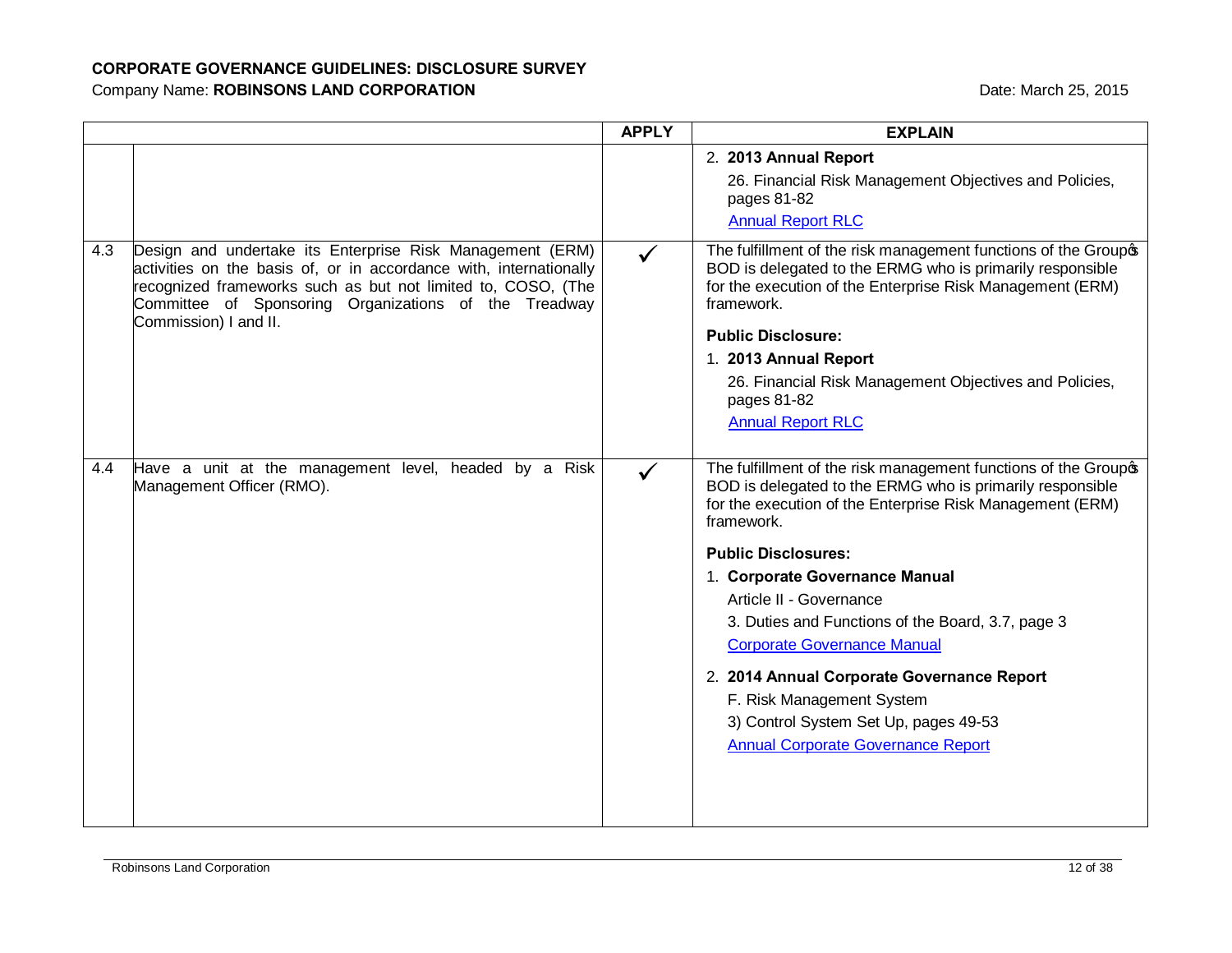**CORPORATE GOVERNANCE GUIDELINES: DISCLOSURE SURVEY**

Company Name: **ROBINSONS LAND CORPORATION**

Date: March 25, 2015

| | | APPLY | EXPLAIN |
|---|---|---|---|
| | | | 2. **2013 Annual Report**<br>26. Financial Risk Management Objectives and Policies, pages 81-82<br>Annual Report RLC |
| 4.3 | Design and undertake its Enterprise Risk Management (ERM) activities on the basis of, or in accordance with, internationally recognized frameworks such as but not limited to, COSO, (The Committee of Sponsoring Organizations of the Treadway Commission) I and II. | ✓ | The fulfillment of the risk management functions of the Group's BOD is delegated to the ERMG who is primarily responsible for the execution of the Enterprise Risk Management (ERM) framework.<br>**Public Disclosure:**<br>1. **2013 Annual Report**<br>26. Financial Risk Management Objectives and Policies, pages 81-82<br>Annual Report RLC |
| 4.4 | Have a unit at the management level, headed by a Risk Management Officer (RMO). | ✓ | The fulfillment of the risk management functions of the Group's BOD is delegated to the ERMG who is primarily responsible for the execution of the Enterprise Risk Management (ERM) framework.<br>**Public Disclosures:**<br>1. **Corporate Governance Manual**<br>Article II - Governance<br>3. Duties and Functions of the Board, 3.7, page 3<br>Corporate Governance Manual<br>2. **2014 Annual Corporate Governance Report**<br>F. Risk Management System<br>3) Control System Set Up, pages 49-53<br>Annual Corporate Governance Report |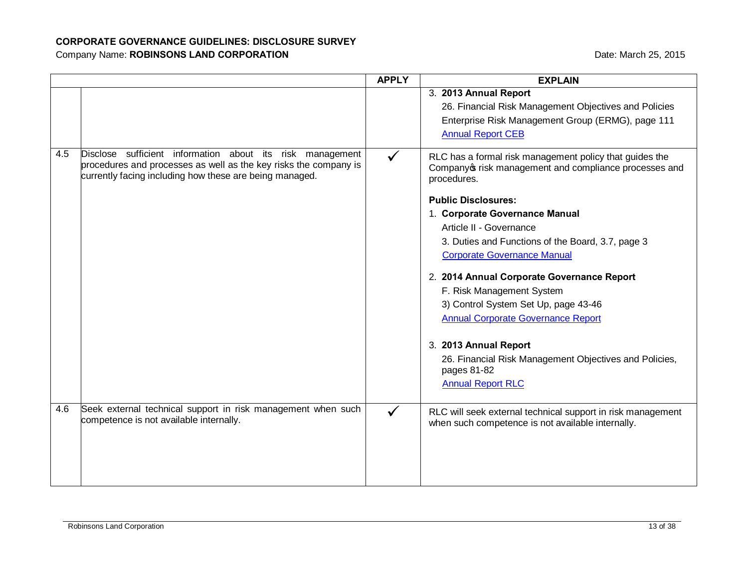**CORPORATE GOVERNANCE GUIDELINES: DISCLOSURE SURVEY**

Company Name: **ROBINSONS LAND CORPORATION**

Date: March 25, 2015

| | | APPLY | EXPLAIN |
|---|---|---|---|
| | | | 3. **2013 Annual Report**<br>26. Financial Risk Management Objectives and Policies<br>Enterprise Risk Management Group (ERMG), page 111<br>Annual Report CEB |
| 4.5 | Disclose sufficient information about its risk management procedures and processes as well as the key risks the company is currently facing including how these are being managed. | ✓ | RLC has a formal risk management policy that guides the Company's risk management and compliance processes and procedures.<br><br>**Public Disclosures:**<br>1. **Corporate Governance Manual**<br>Article II - Governance<br>3. Duties and Functions of the Board, 3.7, page 3<br>Corporate Governance Manual<br><br>2. **2014 Annual Corporate Governance Report**<br>F. Risk Management System<br>3) Control System Set Up, page 43-46<br>Annual Corporate Governance Report<br><br>3. **2013 Annual Report**<br>26. Financial Risk Management Objectives and Policies, pages 81-82<br>Annual Report RLC |
| 4.6 | Seek external technical support in risk management when such competence is not available internally. | ✓ | RLC will seek external technical support in risk management when such competence is not available internally. |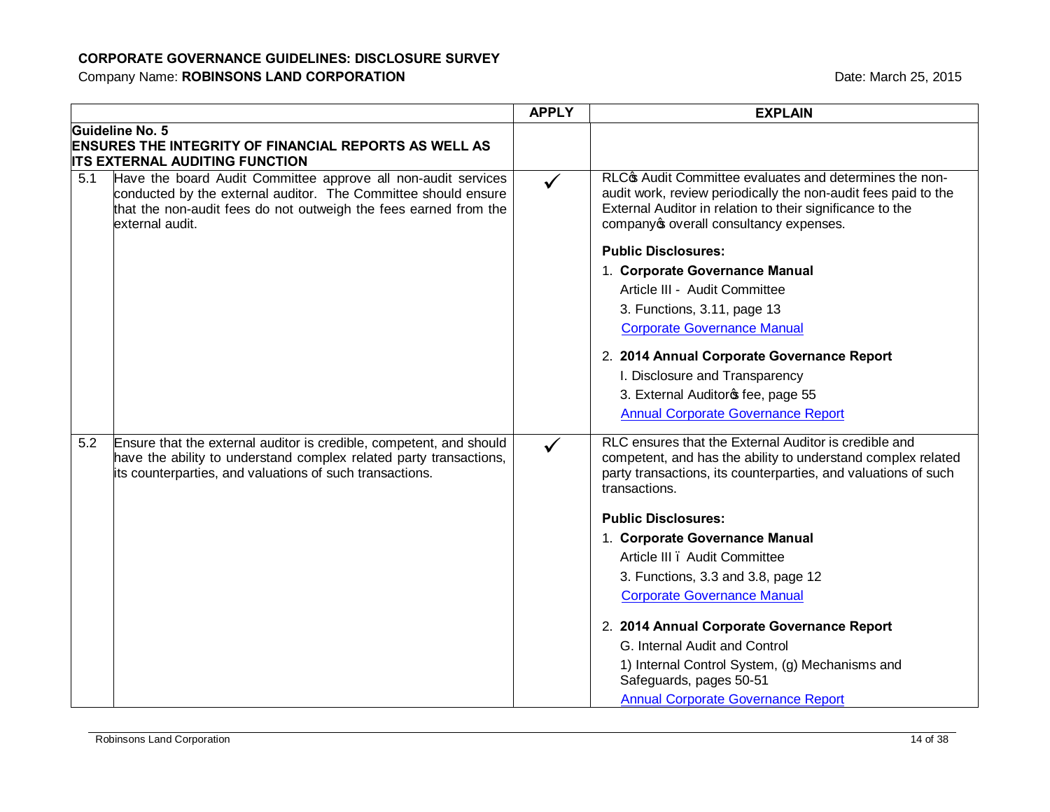**CORPORATE GOVERNANCE GUIDELINES: DISCLOSURE SURVEY**

Company Name: **ROBINSONS LAND CORPORATION**

Date: March 25, 2015

| | | APPLY | EXPLAIN |
|---|---|---|---|
| **Guideline No. 5**<br>**ENSURES THE INTEGRITY OF FINANCIAL REPORTS AS WELL AS ITS EXTERNAL AUDITING FUNCTION** | | | |
| 5.1 | Have the board Audit Committee approve all non-audit services conducted by the external auditor. The Committee should ensure that the non-audit fees do not outweigh the fees earned from the external audit. | ✓ | RLC's Audit Committee evaluates and determines the non-audit work, review periodically the non-audit fees paid to the External Auditor in relation to their significance to the company's overall consultancy expenses.<br><br>**Public Disclosures:**<br>1. **Corporate Governance Manual**<br>Article III - Audit Committee<br>3. Functions, 3.11, page 13<br>Corporate Governance Manual<br><br>2. **2014 Annual Corporate Governance Report**<br>I. Disclosure and Transparency<br>3. External Auditor's fee, page 55<br>Annual Corporate Governance Report |
| 5.2 | Ensure that the external auditor is credible, competent, and should have the ability to understand complex related party transactions, its counterparties, and valuations of such transactions. | ✓ | RLC ensures that the External Auditor is credible and competent, and has the ability to understand complex related party transactions, its counterparties, and valuations of such transactions.<br><br>**Public Disclosures:**<br>1. **Corporate Governance Manual**<br>Article III – Audit Committee<br>3. Functions, 3.3 and 3.8, page 12<br>Corporate Governance Manual<br><br>2. **2014 Annual Corporate Governance Report**<br>G. Internal Audit and Control<br>1) Internal Control System, (g) Mechanisms and Safeguards, pages 50-51<br>Annual Corporate Governance Report |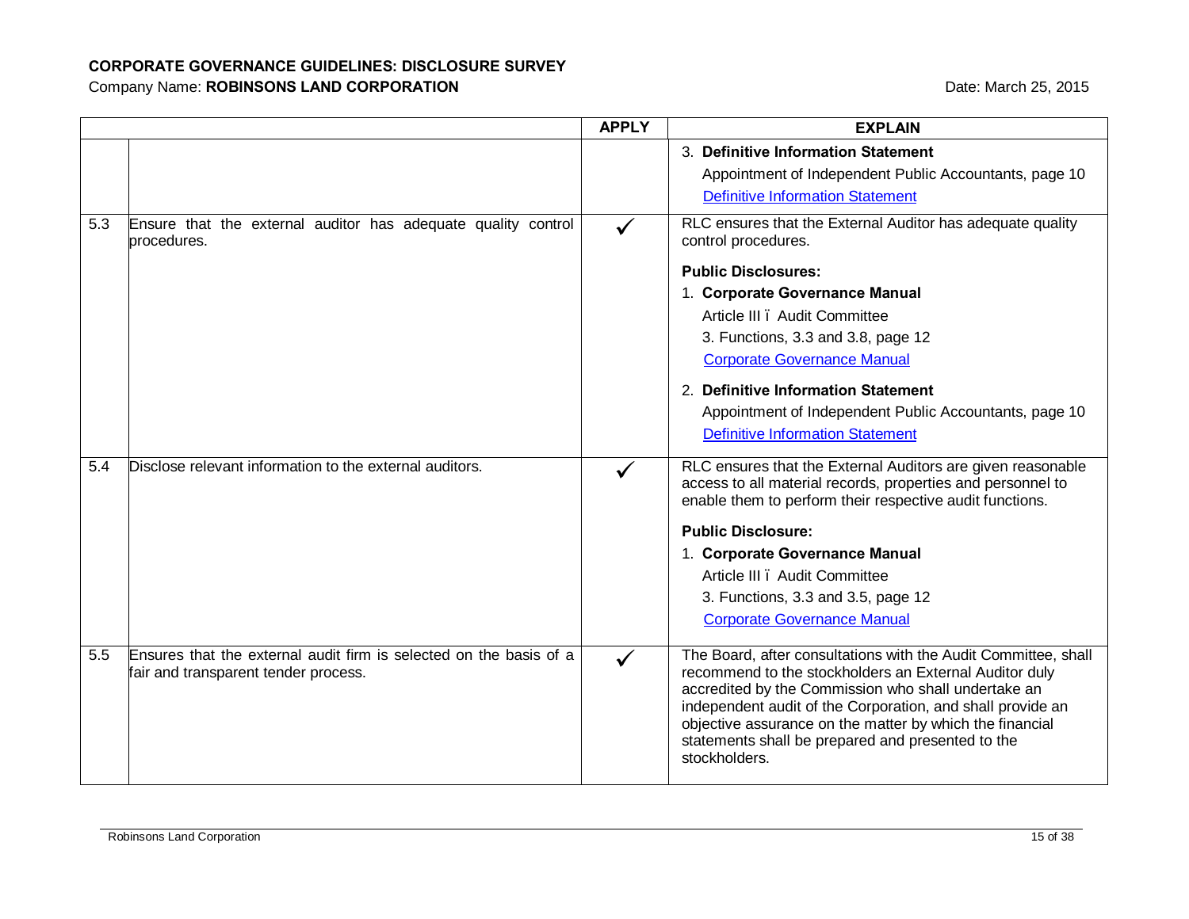**CORPORATE GOVERNANCE GUIDELINES: DISCLOSURE SURVEY**

Company Name: **ROBINSONS LAND CORPORATION** Date: March 25, 2015

| | | APPLY | EXPLAIN |
|---|---|---|---|
| | | | 3. **Definitive Information Statement**<br>Appointment of Independent Public Accountants, page 10<br>Definitive Information Statement |
| 5.3 | Ensure that the external auditor has adequate quality control procedures. | ✓ | RLC ensures that the External Auditor has adequate quality control procedures.<br>**Public Disclosures:**<br>1. **Corporate Governance Manual**<br>Article III ï Audit Committee<br>3. Functions, 3.3 and 3.8, page 12<br>Corporate Governance Manual<br>2. **Definitive Information Statement**<br>Appointment of Independent Public Accountants, page 10<br>Definitive Information Statement |
| 5.4 | Disclose relevant information to the external auditors. | ✓ | RLC ensures that the External Auditors are given reasonable access to all material records, properties and personnel to enable them to perform their respective audit functions.<br>**Public Disclosure:**<br>1. **Corporate Governance Manual**<br>Article III ï Audit Committee<br>3. Functions, 3.3 and 3.5, page 12<br>Corporate Governance Manual |
| 5.5 | Ensures that the external audit firm is selected on the basis of a fair and transparent tender process. | ✓ | The Board, after consultations with the Audit Committee, shall recommend to the stockholders an External Auditor duly accredited by the Commission who shall undertake an independent audit of the Corporation, and shall provide an objective assurance on the matter by which the financial statements shall be prepared and presented to the stockholders. |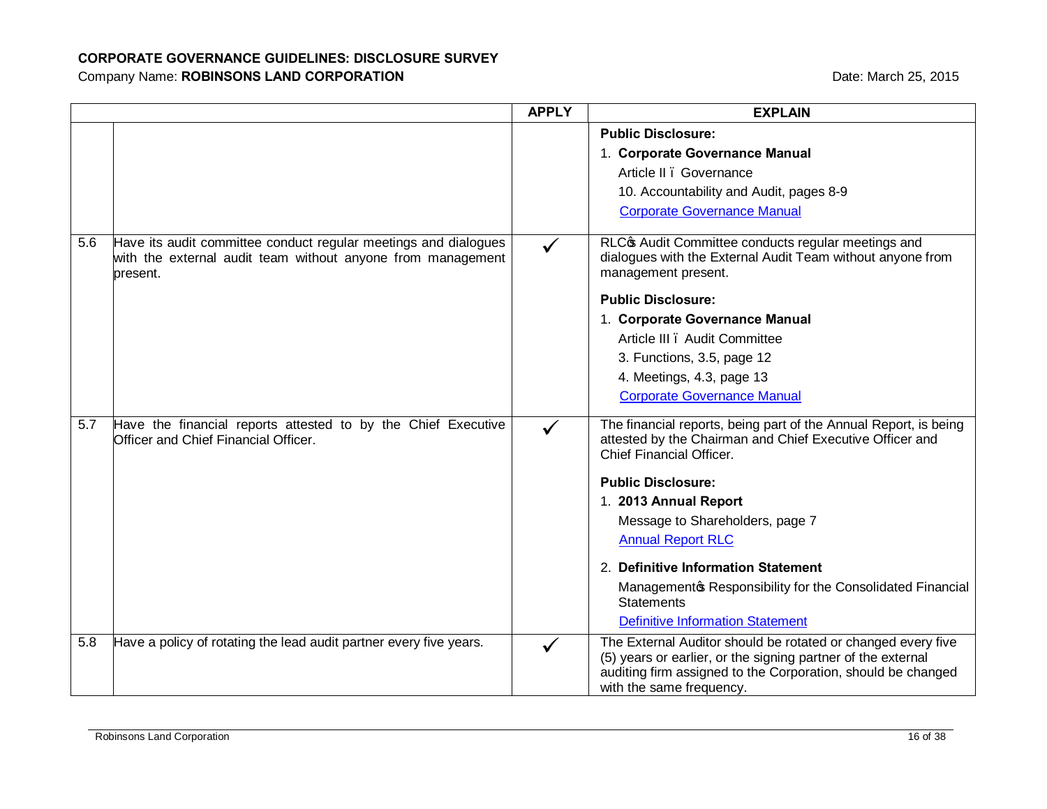**CORPORATE GOVERNANCE GUIDELINES: DISCLOSURE SURVEY**

Company Name: **ROBINSONS LAND CORPORATION** Date: March 25, 2015

| | | APPLY | EXPLAIN |
|---|---|---|---|
| | | | **Public Disclosure:**<br>1. **Corporate Governance Manual**<br>Article II – Governance<br>10. Accountability and Audit, pages 8-9<br>Corporate Governance Manual |
| 5.6 | Have its audit committee conduct regular meetings and dialogues with the external audit team without anyone from management present. | ✓ | RLC's Audit Committee conducts regular meetings and dialogues with the External Audit Team without anyone from management present.<br>**Public Disclosure:**<br>1. **Corporate Governance Manual**<br>Article III – Audit Committee<br>3. Functions, 3.5, page 12<br>4. Meetings, 4.3, page 13<br>Corporate Governance Manual |
| 5.7 | Have the financial reports attested to by the Chief Executive Officer and Chief Financial Officer. | ✓ | The financial reports, being part of the Annual Report, is being attested by the Chairman and Chief Executive Officer and Chief Financial Officer.<br>**Public Disclosure:**<br>1. **2013 Annual Report**<br>Message to Shareholders, page 7<br>Annual Report RLC<br>2. **Definitive Information Statement**<br>Management's Responsibility for the Consolidated Financial Statements<br>Definitive Information Statement |
| 5.8 | Have a policy of rotating the lead audit partner every five years. | ✓ | The External Auditor should be rotated or changed every five (5) years or earlier, or the signing partner of the external auditing firm assigned to the Corporation, should be changed with the same frequency. |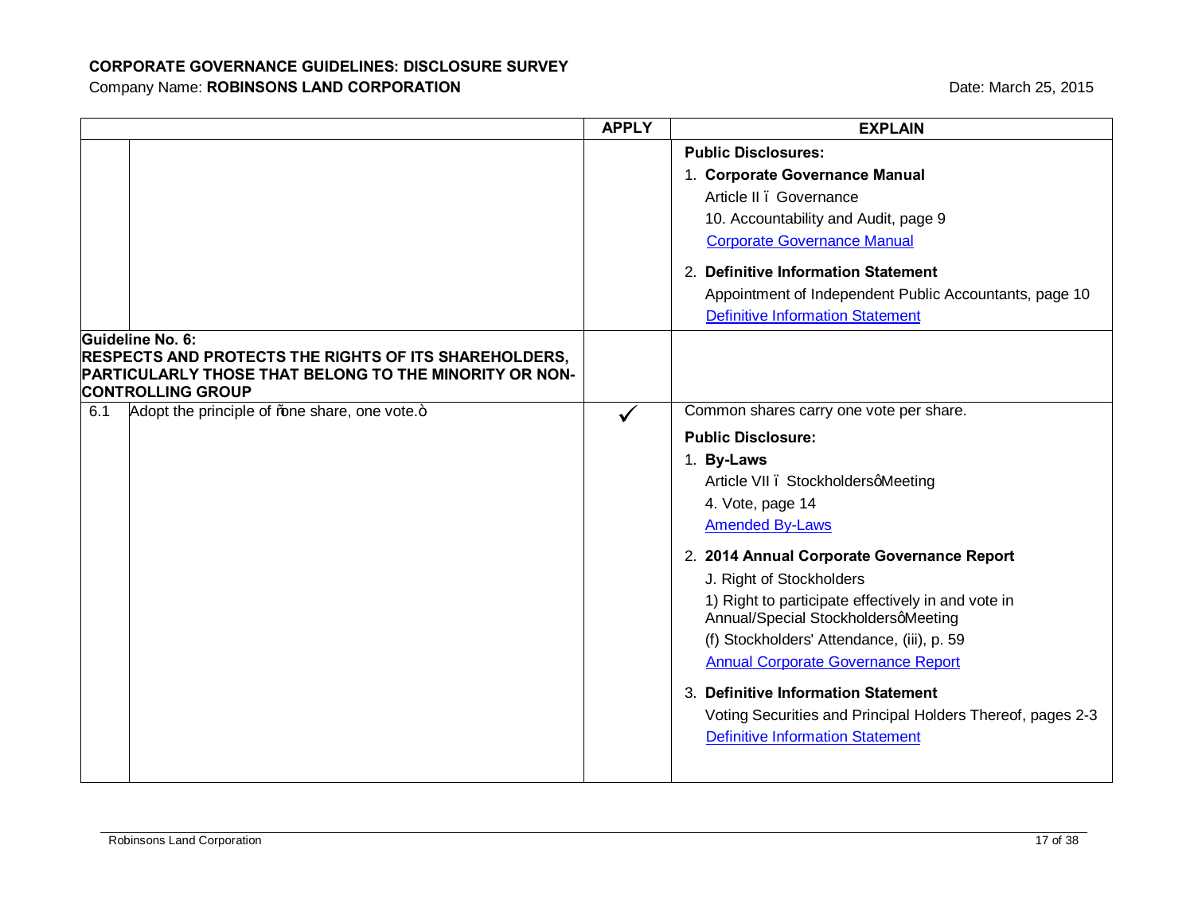**CORPORATE GOVERNANCE GUIDELINES: DISCLOSURE SURVEY**

Company Name: **ROBINSONS LAND CORPORATION** Date: March 25, 2015

| | | APPLY | EXPLAIN |
|---|---|---|---|
| | | | **Public Disclosures:**<br>1. **Corporate Governance Manual**<br>Article II – Governance<br>10. Accountability and Audit, page 9<br>Corporate Governance Manual<br>2. **Definitive Information Statement**<br>Appointment of Independent Public Accountants, page 10<br>Definitive Information Statement |
| **Guideline No. 6:**<br>**RESPECTS AND PROTECTS THE RIGHTS OF ITS SHAREHOLDERS, PARTICULARLY THOSE THAT BELONG TO THE MINORITY OR NON-CONTROLLING GROUP** | | | |
| 6.1 | Adopt the principle of "one share, one vote." | ✓ | Common shares carry one vote per share.<br>**Public Disclosure:**<br>1. **By-Laws**<br>Article VII – Stockholders' Meeting<br>4. Vote, page 14<br>Amended By-Laws<br>2. **2014 Annual Corporate Governance Report**<br>J. Right of Stockholders<br>1) Right to participate effectively in and vote in Annual/Special Stockholders' Meeting<br>(f) Stockholders' Attendance, (iii), p. 59<br>Annual Corporate Governance Report<br>3. **Definitive Information Statement**<br>Voting Securities and Principal Holders Thereof, pages 2-3<br>Definitive Information Statement |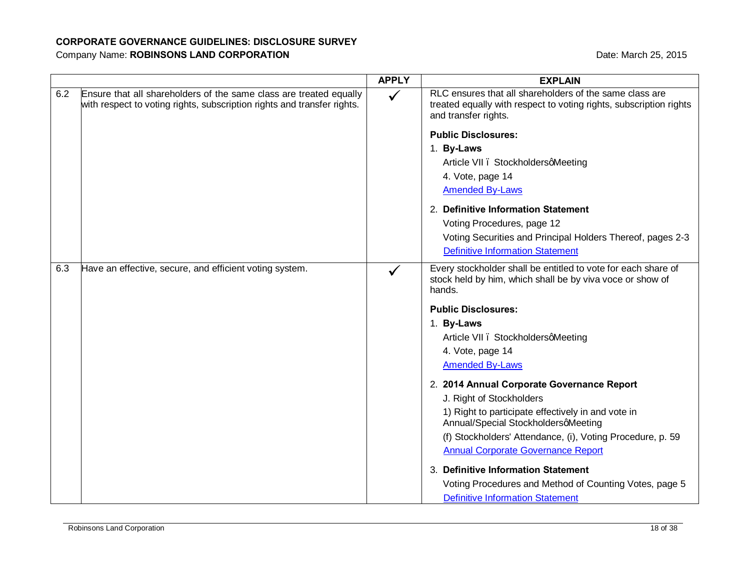**CORPORATE GOVERNANCE GUIDELINES: DISCLOSURE SURVEY**

Company Name: **ROBINSONS LAND CORPORATION**

Date: March 25, 2015

| | | APPLY | EXPLAIN |
|---|---|---|---|
| 6.2 | Ensure that all shareholders of the same class are treated equally with respect to voting rights, subscription rights and transfer rights. | ✓ | RLC ensures that all shareholders of the same class are treated equally with respect to voting rights, subscription rights and transfer rights.<br><br>**Public Disclosures:**<br>1. **By-Laws**<br>Article VII – Stockholders' Meeting<br>4. Vote, page 14<br>Amended By-Laws<br><br>2. **Definitive Information Statement**<br>Voting Procedures, page 12<br>Voting Securities and Principal Holders Thereof, pages 2-3<br>Definitive Information Statement |
| 6.3 | Have an effective, secure, and efficient voting system. | ✓ | Every stockholder shall be entitled to vote for each share of stock held by him, which shall be by viva voce or show of hands.<br><br>**Public Disclosures:**<br>1. **By-Laws**<br>Article VII – Stockholders' Meeting<br>4. Vote, page 14<br>Amended By-Laws<br><br>2. **2014 Annual Corporate Governance Report**<br>J. Right of Stockholders<br>1) Right to participate effectively in and vote in Annual/Special Stockholders' Meeting<br>(f) Stockholders' Attendance, (i), Voting Procedure, p. 59<br>Annual Corporate Governance Report<br><br>3. **Definitive Information Statement**<br>Voting Procedures and Method of Counting Votes, page 5<br>Definitive Information Statement |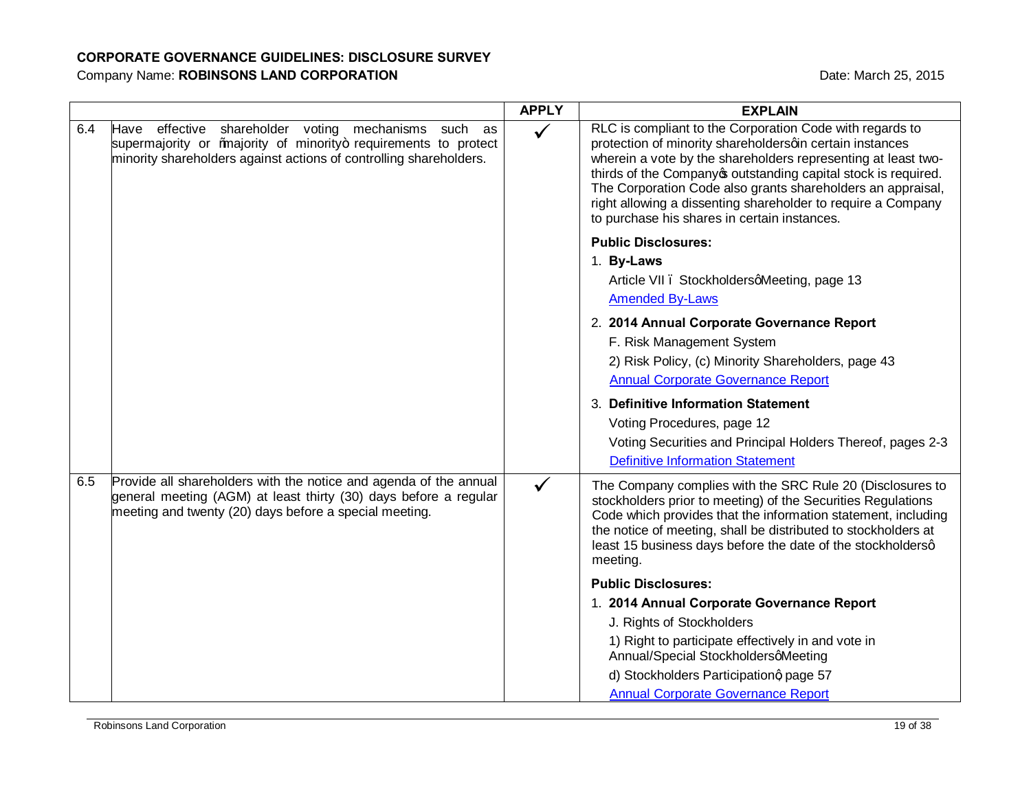**CORPORATE GOVERNANCE GUIDELINES: DISCLOSURE SURVEY**

Company Name: **ROBINSONS LAND CORPORATION**

Date: March 25, 2015

| | | APPLY | EXPLAIN |
|---|---|---|---|
| 6.4 | Have effective shareholder voting mechanisms such as supermajority or "majority of minority" requirements to protect minority shareholders against actions of controlling shareholders. | ✓ | RLC is compliant to the Corporation Code with regards to protection of minority shareholders' in certain instances wherein a vote by the shareholders representing at least two-thirds of the Company's outstanding capital stock is required. The Corporation Code also grants shareholders an appraisal, right allowing a dissenting shareholder to require a Company to purchase his shares in certain instances.<br><br>**Public Disclosures:**<br>1. **By-Laws**<br>Article VII – Stockholders' Meeting, page 13<br>Amended By-Laws<br><br>2. **2014 Annual Corporate Governance Report**<br>F. Risk Management System<br>2) Risk Policy, (c) Minority Shareholders, page 43<br>Annual Corporate Governance Report<br><br>3. **Definitive Information Statement**<br>Voting Procedures, page 12<br>Voting Securities and Principal Holders Thereof, pages 2-3<br>Definitive Information Statement |
| 6.5 | Provide all shareholders with the notice and agenda of the annual general meeting (AGM) at least thirty (30) days before a regular meeting and twenty (20) days before a special meeting. | ✓ | The Company complies with the SRC Rule 20 (Disclosures to stockholders prior to meeting) of the Securities Regulations Code which provides that the information statement, including the notice of meeting, shall be distributed to stockholders at least 15 business days before the date of the stockholders' meeting.<br><br>**Public Disclosures:**<br>1. **2014 Annual Corporate Governance Report**<br>J. Rights of Stockholders<br>1) Right to participate effectively in and vote in Annual/Special Stockholders' Meeting<br>d) Stockholders Participation' page 57<br>Annual Corporate Governance Report |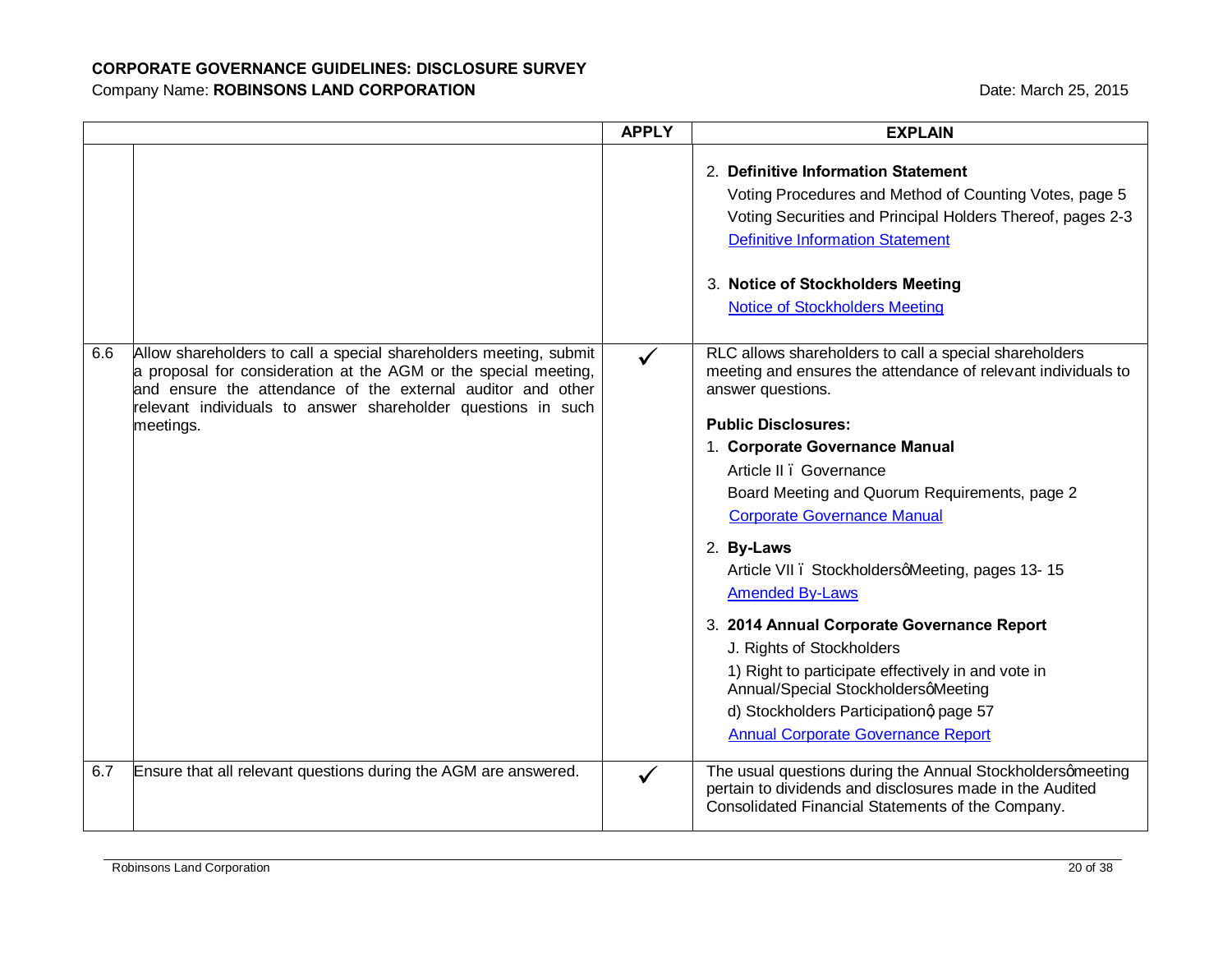# CORPORATE GOVERNANCE GUIDELINES: DISCLOSURE SURVEY

Company Name: **ROBINSONS LAND CORPORATION**

Date: March 25, 2015

| | | APPLY | EXPLAIN |
|---|---|---|---|
| | | | 2. **Definitive Information Statement**<br>Voting Procedures and Method of Counting Votes, page 5<br>Voting Securities and Principal Holders Thereof, pages 2-3<br>Definitive Information Statement<br><br>3. **Notice of Stockholders Meeting**<br>Notice of Stockholders Meeting |
| 6.6 | Allow shareholders to call a special shareholders meeting, submit a proposal for consideration at the AGM or the special meeting, and ensure the attendance of the external auditor and other relevant individuals to answer shareholder questions in such meetings. | ✓ | RLC allows shareholders to call a special shareholders meeting and ensures the attendance of relevant individuals to answer questions.<br><br>**Public Disclosures:**<br>1. **Corporate Governance Manual**<br>Article II – Governance<br>Board Meeting and Quorum Requirements, page 2<br>Corporate Governance Manual<br><br>2. **By-Laws**<br>Article VII – Stockholders' Meeting, pages 13- 15<br>Amended By-Laws<br><br>3. **2014 Annual Corporate Governance Report**<br>J. Rights of Stockholders<br>1) Right to participate effectively in and vote in Annual/Special Stockholders' Meeting<br>d) Stockholders Participation", page 57<br>Annual Corporate Governance Report |
| 6.7 | Ensure that all relevant questions during the AGM are answered. | ✓ | The usual questions during the Annual Stockholders' meeting pertain to dividends and disclosures made in the Audited Consolidated Financial Statements of the Company. |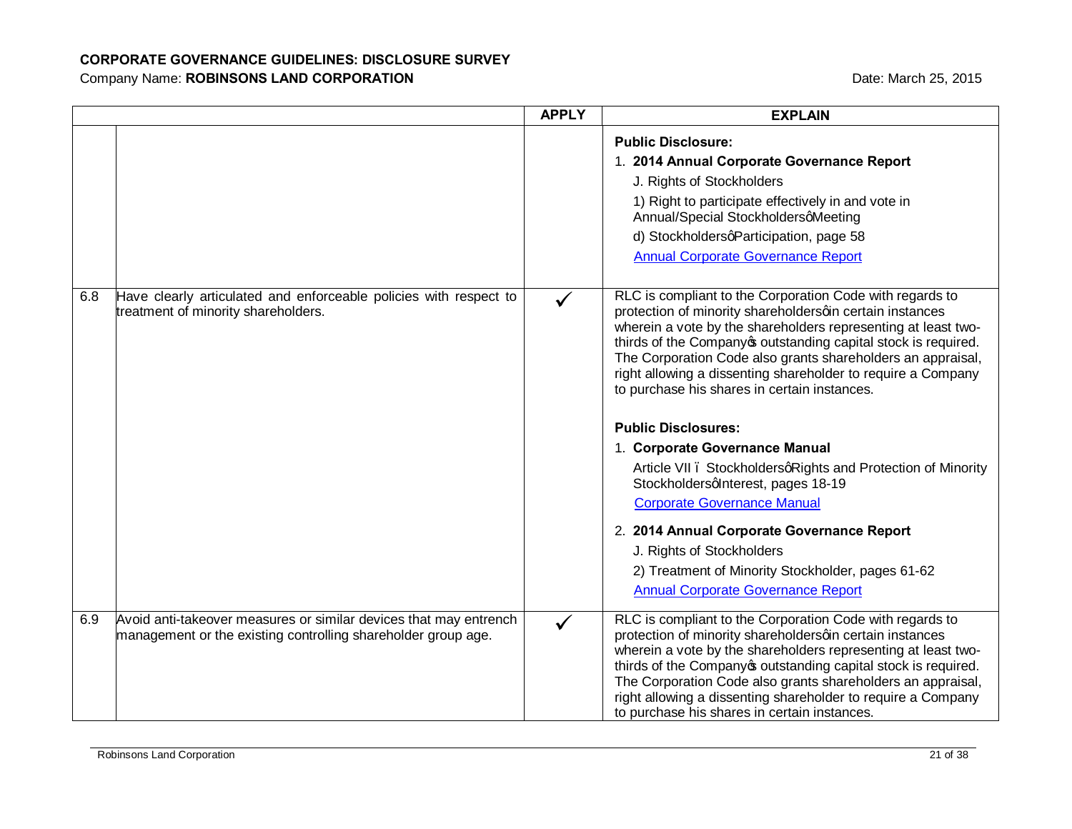**CORPORATE GOVERNANCE GUIDELINES: DISCLOSURE SURVEY**

Company Name: **ROBINSONS LAND CORPORATION** Date: March 25, 2015

| | | APPLY | EXPLAIN |
|---|---|---|---|
| | | | **Public Disclosure:**<br>1. **2014 Annual Corporate Governance Report**<br>J. Rights of Stockholders<br>1) Right to participate effectively in and vote in Annual/Special Stockholdersq Meeting<br>d) Stockholdersq Participation, page 58<br>Annual Corporate Governance Report |
| 6.8 | Have clearly articulated and enforceable policies with respect to treatment of minority shareholders. | ✓ | RLC is compliant to the Corporation Code with regards to protection of minority shareholdersq in certain instances wherein a vote by the shareholders representing at least two-thirds of the Company's outstanding capital stock is required. The Corporation Code also grants shareholders an appraisal, right allowing a dissenting shareholder to require a Company to purchase his shares in certain instances.<br><br>**Public Disclosures:**<br>1. **Corporate Governance Manual**<br>Article VII – Stockholdersq Rights and Protection of Minority Stockholdersq Interest, pages 18-19<br>Corporate Governance Manual<br>2. **2014 Annual Corporate Governance Report**<br>J. Rights of Stockholders<br>2) Treatment of Minority Stockholder, pages 61-62<br>Annual Corporate Governance Report |
| 6.9 | Avoid anti-takeover measures or similar devices that may entrench management or the existing controlling shareholder group age. | ✓ | RLC is compliant to the Corporation Code with regards to protection of minority shareholdersq in certain instances wherein a vote by the shareholders representing at least two-thirds of the Company's outstanding capital stock is required. The Corporation Code also grants shareholders an appraisal, right allowing a dissenting shareholder to require a Company to purchase his shares in certain instances. |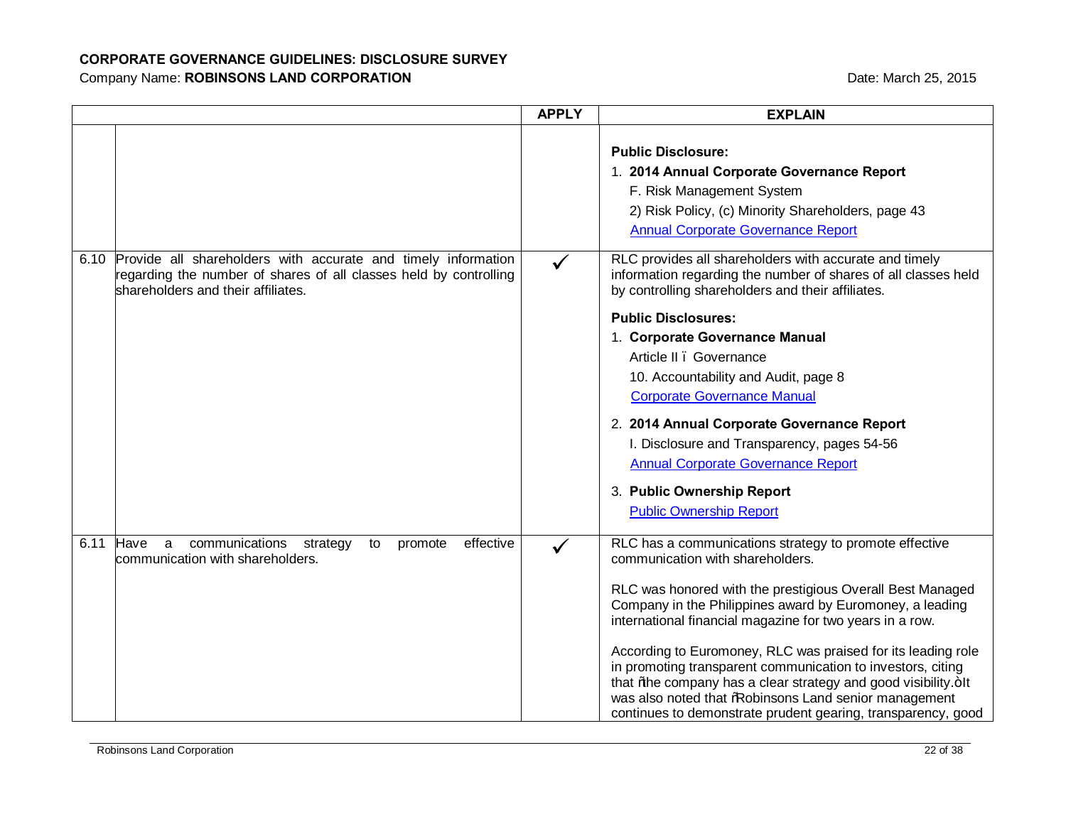**CORPORATE GOVERNANCE GUIDELINES: DISCLOSURE SURVEY**

Company Name: **ROBINSONS LAND CORPORATION** Date: March 25, 2015

| | | APPLY | EXPLAIN |
|---|---|---|---|
| | | | **Public Disclosure:**<br>1. **2014 Annual Corporate Governance Report**<br>F. Risk Management System<br>2) Risk Policy, (c) Minority Shareholders, page 43<br>[Annual Corporate Governance Report] |
| 6.10 | Provide all shareholders with accurate and timely information regarding the number of shares of all classes held by controlling shareholders and their affiliates. | ✓ | RLC provides all shareholders with accurate and timely information regarding the number of shares of all classes held by controlling shareholders and their affiliates.<br><br>**Public Disclosures:**<br>1. **Corporate Governance Manual**<br>Article II – Governance<br>10. Accountability and Audit, page 8<br>[Corporate Governance Manual]<br><br>2. **2014 Annual Corporate Governance Report**<br>I. Disclosure and Transparency, pages 54-56<br>[Annual Corporate Governance Report]<br><br>3. **Public Ownership Report**<br>[Public Ownership Report] |
| 6.11 | Have a communications strategy to promote effective communication with shareholders. | ✓ | RLC has a communications strategy to promote effective communication with shareholders.<br><br>RLC was honored with the prestigious Overall Best Managed Company in the Philippines award by Euromoney, a leading international financial magazine for two years in a row.<br><br>According to Euromoney, RLC was praised for its leading role in promoting transparent communication to investors, citing that "the company has a clear strategy and good visibility." It was also noted that "Robinsons Land senior management continues to demonstrate prudent gearing, transparency, good |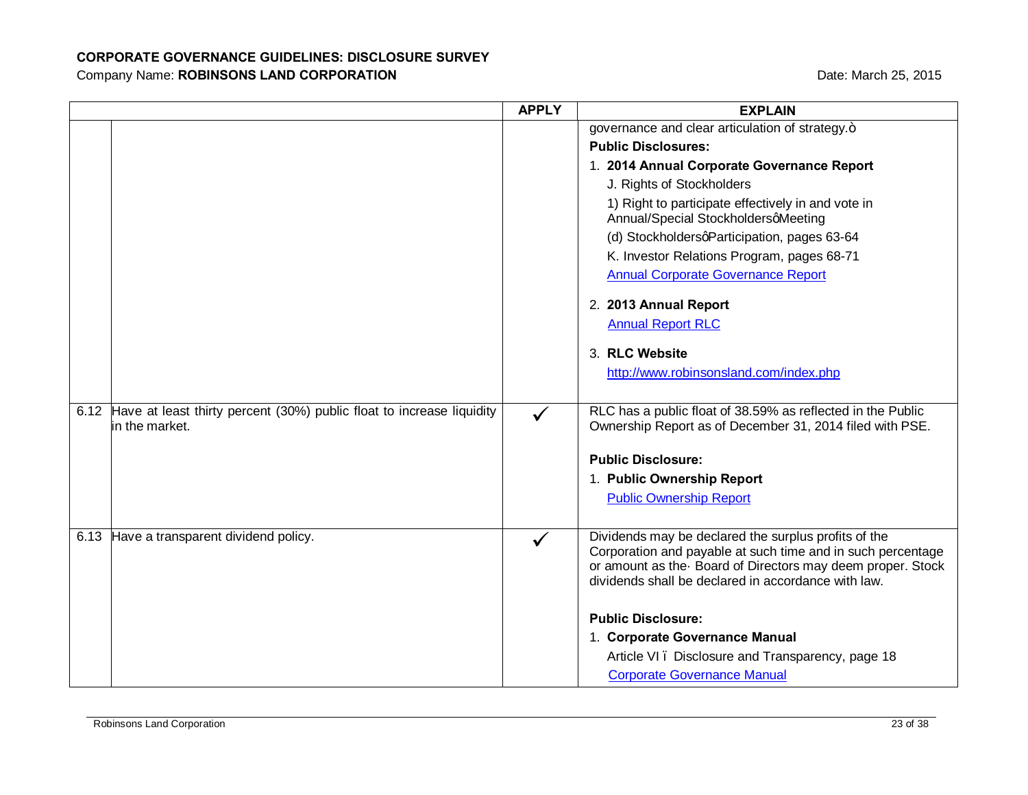**CORPORATE GOVERNANCE GUIDELINES: DISCLOSURE SURVEY**

Company Name: **ROBINSONS LAND CORPORATION**

Date: March 25, 2015

| | | APPLY | EXPLAIN |
|---|---|---|---|
| | | | governance and clear articulation of strategy.ò<br>**Public Disclosures:**<br>1. **2014 Annual Corporate Governance Report**<br>J. Rights of Stockholders<br>1) Right to participate effectively in and vote in Annual/Special StockholdersôMeeting<br>(d) StockholdersôParticipation, pages 63-64<br>K. Investor Relations Program, pages 68-71<br>Annual Corporate Governance Report<br>2. **2013 Annual Report**<br>Annual Report RLC<br>3. **RLC Website**<br>http://www.robinsonsland.com/index.php |
| 6.12 | Have at least thirty percent (30%) public float to increase liquidity in the market. | ✓ | RLC has a public float of 38.59% as reflected in the Public Ownership Report as of December 31, 2014 filed with PSE.<br>**Public Disclosure:**<br>1. **Public Ownership Report**<br>Public Ownership Report |
| 6.13 | Have a transparent dividend policy. | ✓ | Dividends may be declared the surplus profits of the Corporation and payable at such time and in such percentage or amount as the· Board of Directors may deem proper. Stock dividends shall be declared in accordance with law.<br>**Public Disclosure:**<br>1. **Corporate Governance Manual**<br>Article VI ï Disclosure and Transparency, page 18<br>Corporate Governance Manual |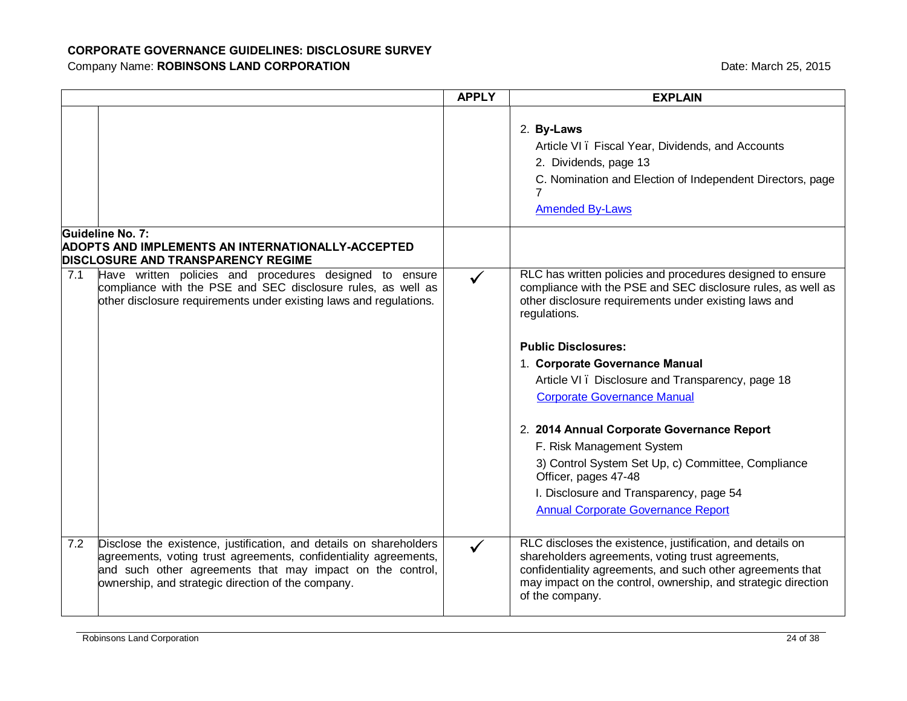**CORPORATE GOVERNANCE GUIDELINES: DISCLOSURE SURVEY**

Company Name: **ROBINSONS LAND CORPORATION** Date: March 25, 2015

| | | APPLY | EXPLAIN |
|---|---|---|---|
| | | | 2. **By-Laws**<br>Article VI ï Fiscal Year, Dividends, and Accounts<br>2. Dividends, page 13<br>C. Nomination and Election of Independent Directors, page 7<br>Amended By-Laws |
| **Guideline No. 7:**<br>**ADOPTS AND IMPLEMENTS AN INTERNATIONALLY-ACCEPTED DISCLOSURE AND TRANSPARENCY REGIME** | | | |
| 7.1 | Have written policies and procedures designed to ensure compliance with the PSE and SEC disclosure rules, as well as other disclosure requirements under existing laws and regulations. | ✓ | RLC has written policies and procedures designed to ensure compliance with the PSE and SEC disclosure rules, as well as other disclosure requirements under existing laws and regulations.<br><br>**Public Disclosures:**<br>1. **Corporate Governance Manual**<br>Article VI ï Disclosure and Transparency, page 18<br>Corporate Governance Manual<br><br>2. **2014 Annual Corporate Governance Report**<br>F. Risk Management System<br>3) Control System Set Up, c) Committee, Compliance Officer, pages 47-48<br>I. Disclosure and Transparency, page 54<br>Annual Corporate Governance Report |
| 7.2 | Disclose the existence, justification, and details on shareholders agreements, voting trust agreements, confidentiality agreements, and such other agreements that may impact on the control, ownership, and strategic direction of the company. | ✓ | RLC discloses the existence, justification, and details on shareholders agreements, voting trust agreements, confidentiality agreements, and such other agreements that may impact on the control, ownership, and strategic direction of the company. |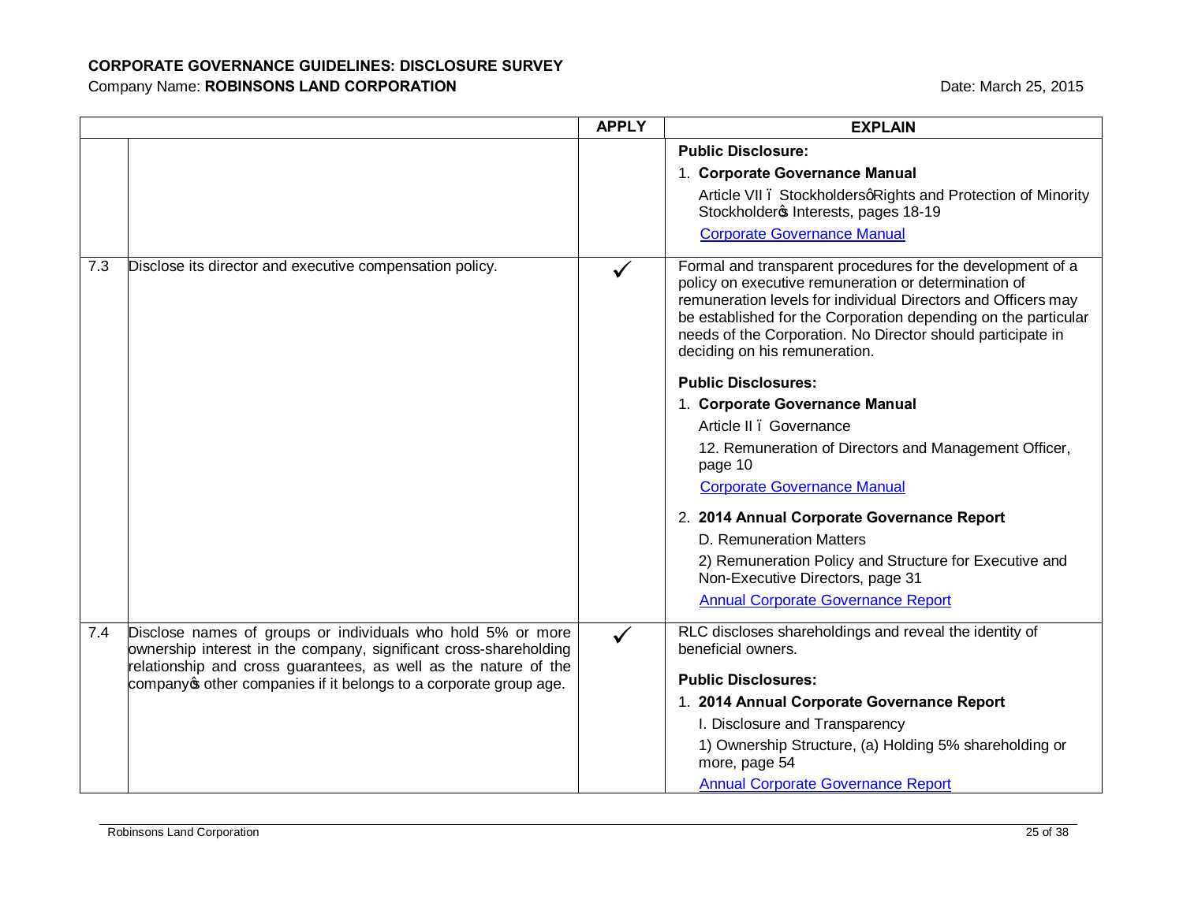**CORPORATE GOVERNANCE GUIDELINES: DISCLOSURE SURVEY**

Company Name: **ROBINSONS LAND CORPORATION**

Date: March 25, 2015

| | | APPLY | EXPLAIN |
|---|---|---|---|
| | | | **Public Disclosure:**<br>1. **Corporate Governance Manual**<br>Article VII – Stockholders' Rights and Protection of Minority Stockholder's Interests, pages 18-19<br>Corporate Governance Manual |
| 7.3 | Disclose its director and executive compensation policy. | ✓ | Formal and transparent procedures for the development of a policy on executive remuneration or determination of remuneration levels for individual Directors and Officers may be established for the Corporation depending on the particular needs of the Corporation. No Director should participate in deciding on his remuneration.<br><br>**Public Disclosures:**<br>1. **Corporate Governance Manual**<br>Article II – Governance<br>12. Remuneration of Directors and Management Officer, page 10<br>Corporate Governance Manual<br><br>2. **2014 Annual Corporate Governance Report**<br>D. Remuneration Matters<br>2) Remuneration Policy and Structure for Executive and Non-Executive Directors, page 31<br>Annual Corporate Governance Report |
| 7.4 | Disclose names of groups or individuals who hold 5% or more ownership interest in the company, significant cross-shareholding relationship and cross guarantees, as well as the nature of the company's other companies if it belongs to a corporate group age. | ✓ | RLC discloses shareholdings and reveal the identity of beneficial owners.<br><br>**Public Disclosures:**<br>1. **2014 Annual Corporate Governance Report**<br>I. Disclosure and Transparency<br>1) Ownership Structure, (a) Holding 5% shareholding or more, page 54<br>Annual Corporate Governance Report |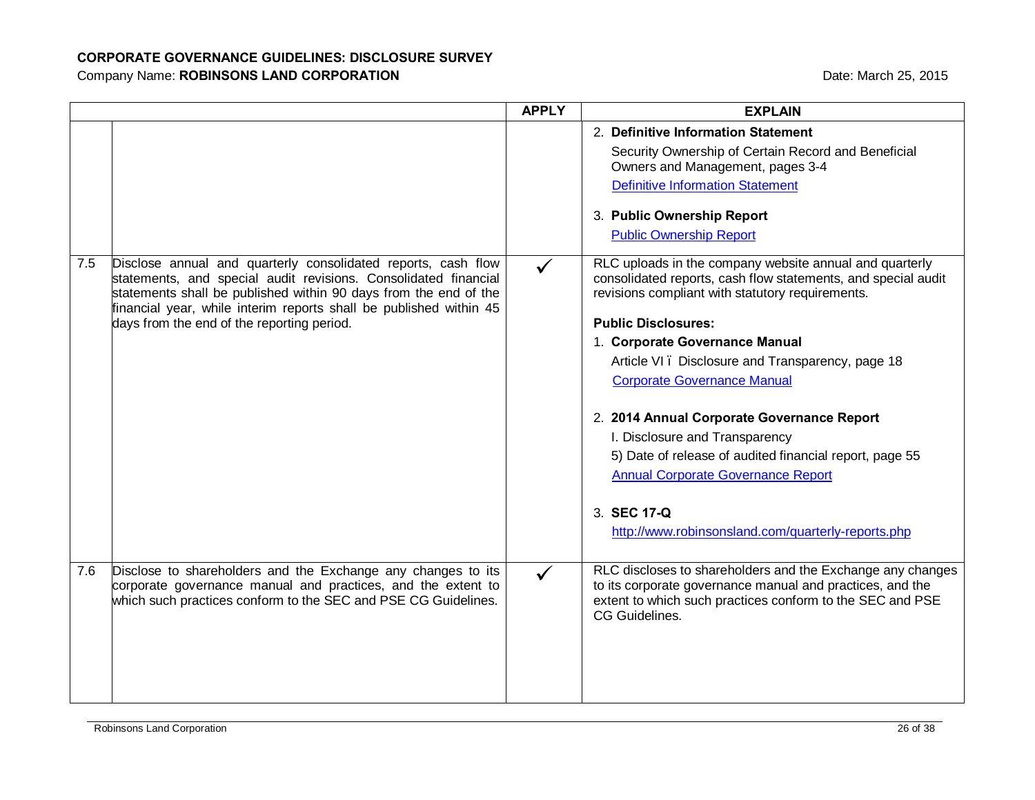**CORPORATE GOVERNANCE GUIDELINES: DISCLOSURE SURVEY**

Company Name: **ROBINSONS LAND CORPORATION** Date: March 25, 2015

| | | APPLY | EXPLAIN |
|---|---|---|---|
| | | | 2. **Definitive Information Statement**<br>Security Ownership of Certain Record and Beneficial Owners and Management, pages 3-4<br>Definitive Information Statement<br><br>3. **Public Ownership Report**<br>Public Ownership Report |
| 7.5 | Disclose annual and quarterly consolidated reports, cash flow statements, and special audit revisions. Consolidated financial statements shall be published within 90 days from the end of the financial year, while interim reports shall be published within 45 days from the end of the reporting period. | ✓ | RLC uploads in the company website annual and quarterly consolidated reports, cash flow statements, and special audit revisions compliant with statutory requirements.<br><br>**Public Disclosures:**<br>1. **Corporate Governance Manual**<br>Article VI ï Disclosure and Transparency, page 18<br>Corporate Governance Manual<br><br>2. **2014 Annual Corporate Governance Report**<br>I. Disclosure and Transparency<br>5) Date of release of audited financial report, page 55<br>Annual Corporate Governance Report<br><br>3. **SEC 17-Q**<br>http://www.robinsonsland.com/quarterly-reports.php |
| 7.6 | Disclose to shareholders and the Exchange any changes to its corporate governance manual and practices, and the extent to which such practices conform to the SEC and PSE CG Guidelines. | ✓ | RLC discloses to shareholders and the Exchange any changes to its corporate governance manual and practices, and the extent to which such practices conform to the SEC and PSE CG Guidelines. |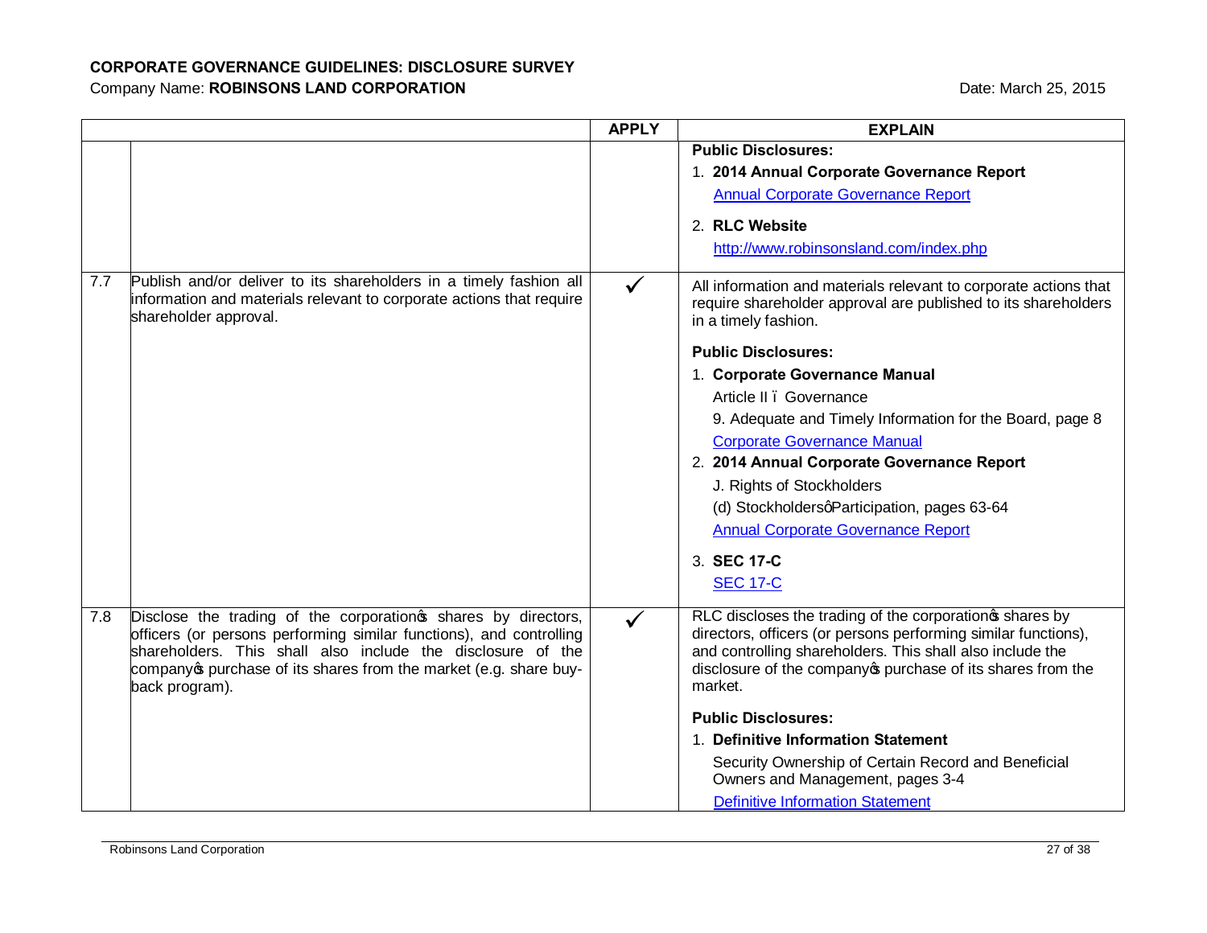**CORPORATE GOVERNANCE GUIDELINES: DISCLOSURE SURVEY**

Company Name: **ROBINSONS LAND CORPORATION** Date: March 25, 2015

| | | APPLY | EXPLAIN |
|---|---|---|---|
| | | | **Public Disclosures:**<br>1. **2014 Annual Corporate Governance Report**<br>Annual Corporate Governance Report<br>2. **RLC Website**<br>http://www.robinsonsland.com/index.php |
| 7.7 | Publish and/or deliver to its shareholders in a timely fashion all information and materials relevant to corporate actions that require shareholder approval. | ✓ | All information and materials relevant to corporate actions that require shareholder approval are published to its shareholders in a timely fashion.<br>**Public Disclosures:**<br>1. **Corporate Governance Manual**<br>Article II – Governance<br>9. Adequate and Timely Information for the Board, page 8<br>Corporate Governance Manual<br>2. **2014 Annual Corporate Governance Report**<br>J. Rights of Stockholders<br>(d) Stockholders' Participation, pages 63-64<br>Annual Corporate Governance Report<br>3. **SEC 17-C**<br>SEC 17-C |
| 7.8 | Disclose the trading of the corporation's shares by directors, officers (or persons performing similar functions), and controlling shareholders. This shall also include the disclosure of the company's purchase of its shares from the market (e.g. share buy-back program). | ✓ | RLC discloses the trading of the corporation's shares by directors, officers (or persons performing similar functions), and controlling shareholders. This shall also include the disclosure of the company's purchase of its shares from the market.<br>**Public Disclosures:**<br>1. **Definitive Information Statement**<br>Security Ownership of Certain Record and Beneficial Owners and Management, pages 3-4<br>Definitive Information Statement |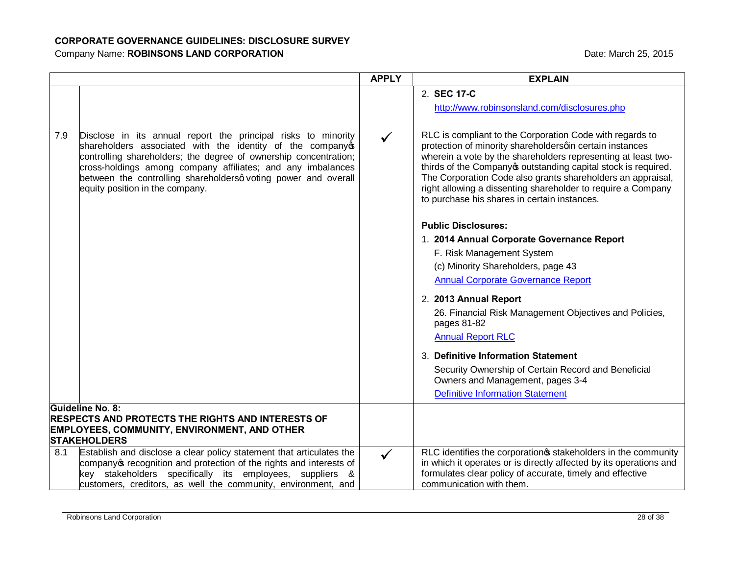**CORPORATE GOVERNANCE GUIDELINES: DISCLOSURE SURVEY**

Company Name: **ROBINSONS LAND CORPORATION** Date: March 25, 2015

| | | APPLY | EXPLAIN |
|---|---|---|---|
| | | | 2. **SEC 17-C**<br>http://www.robinsonsland.com/disclosures.php |
| 7.9 | Disclose in its annual report the principal risks to minority shareholders associated with the identity of the company's controlling shareholders; the degree of ownership concentration; cross-holdings among company affiliates; and any imbalances between the controlling shareholders' voting power and overall equity position in the company. | ✓ | RLC is compliant to the Corporation Code with regards to protection of minority shareholders' in certain instances wherein a vote by the shareholders representing at least two-thirds of the Company's outstanding capital stock is required. The Corporation Code also grants shareholders an appraisal, right allowing a dissenting shareholder to require a Company to purchase his shares in certain instances.<br><br>**Public Disclosures:**<br>1. **2014 Annual Corporate Governance Report**<br>F. Risk Management System<br>(c) Minority Shareholders, page 43<br>Annual Corporate Governance Report<br><br>2. **2013 Annual Report**<br>26. Financial Risk Management Objectives and Policies, pages 81-82<br>Annual Report RLC<br><br>3. **Definitive Information Statement**<br>Security Ownership of Certain Record and Beneficial Owners and Management, pages 3-4<br>Definitive Information Statement |
| **Guideline No. 8: RESPECTS AND PROTECTS THE RIGHTS AND INTERESTS OF EMPLOYEES, COMMUNITY, ENVIRONMENT, AND OTHER STAKEHOLDERS** | | | |
| 8.1 | Establish and disclose a clear policy statement that articulates the company's recognition and protection of the rights and interests of key stakeholders specifically its employees, suppliers & customers, creditors, as well the community, environment, and | ✓ | RLC identifies the corporation's stakeholders in the community in which it operates or is directly affected by its operations and formulates clear policy of accurate, timely and effective communication with them. |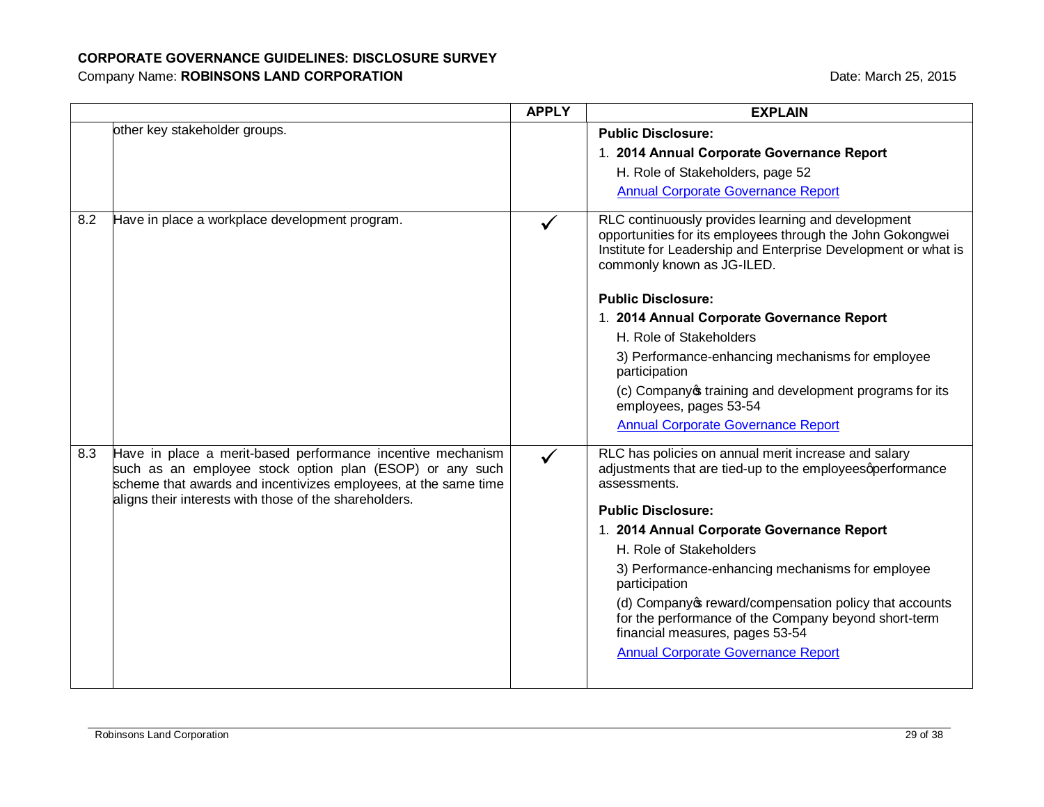**CORPORATE GOVERNANCE GUIDELINES: DISCLOSURE SURVEY**

Company Name: **ROBINSONS LAND CORPORATION** Date: March 25, 2015

| | | APPLY | EXPLAIN |
|---|---|---|---|
| | other key stakeholder groups. | | **Public Disclosure:**<br>1. **2014 Annual Corporate Governance Report**<br>H. Role of Stakeholders, page 52<br>Annual Corporate Governance Report |
| 8.2 | Have in place a workplace development program. | ✓ | RLC continuously provides learning and development opportunities for its employees through the John Gokongwei Institute for Leadership and Enterprise Development or what is commonly known as JG-ILED.<br><br>**Public Disclosure:**<br>1. **2014 Annual Corporate Governance Report**<br>H. Role of Stakeholders<br>3) Performance-enhancing mechanisms for employee participation<br>(c) Company's training and development programs for its employees, pages 53-54<br>Annual Corporate Governance Report |
| 8.3 | Have in place a merit-based performance incentive mechanism such as an employee stock option plan (ESOP) or any such scheme that awards and incentivizes employees, at the same time aligns their interests with those of the shareholders. | ✓ | RLC has policies on annual merit increase and salary adjustments that are tied-up to the employees' performance assessments.<br><br>**Public Disclosure:**<br>1. **2014 Annual Corporate Governance Report**<br>H. Role of Stakeholders<br>3) Performance-enhancing mechanisms for employee participation<br>(d) Company's reward/compensation policy that accounts for the performance of the Company beyond short-term financial measures, pages 53-54<br>Annual Corporate Governance Report |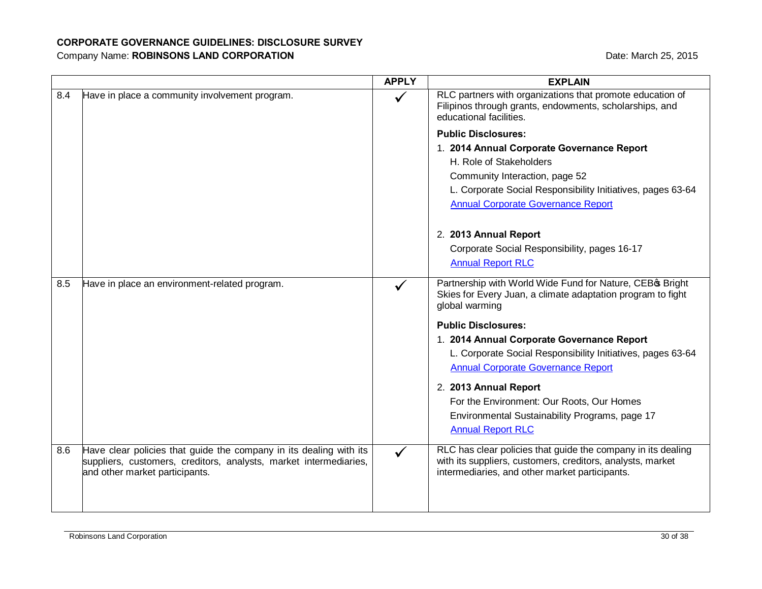**CORPORATE GOVERNANCE GUIDELINES: DISCLOSURE SURVEY**

Company Name: **ROBINSONS LAND CORPORATION**

Date: March 25, 2015

| | | APPLY | EXPLAIN |
|---|---|---|---|
| 8.4 | Have in place a community involvement program. | ✓ | RLC partners with organizations that promote education of Filipinos through grants, endowments, scholarships, and educational facilities.<br><br>**Public Disclosures:**<br>1. **2014 Annual Corporate Governance Report**<br>H. Role of Stakeholders<br>Community Interaction, page 52<br>L. Corporate Social Responsibility Initiatives, pages 63-64<br>Annual Corporate Governance Report<br><br>2. **2013 Annual Report**<br>Corporate Social Responsibility, pages 16-17<br>Annual Report RLC |
| 8.5 | Have in place an environment-related program. | ✓ | Partnership with World Wide Fund for Nature, CEBọs Bright Skies for Every Juan, a climate adaptation program to fight global warming<br><br>**Public Disclosures:**<br>1. **2014 Annual Corporate Governance Report**<br>L. Corporate Social Responsibility Initiatives, pages 63-64<br>Annual Corporate Governance Report<br><br>2. **2013 Annual Report**<br>For the Environment: Our Roots, Our Homes<br>Environmental Sustainability Programs, page 17<br>Annual Report RLC |
| 8.6 | Have clear policies that guide the company in its dealing with its suppliers, customers, creditors, analysts, market intermediaries, and other market participants. | ✓ | RLC has clear policies that guide the company in its dealing with its suppliers, customers, creditors, analysts, market intermediaries, and other market participants. |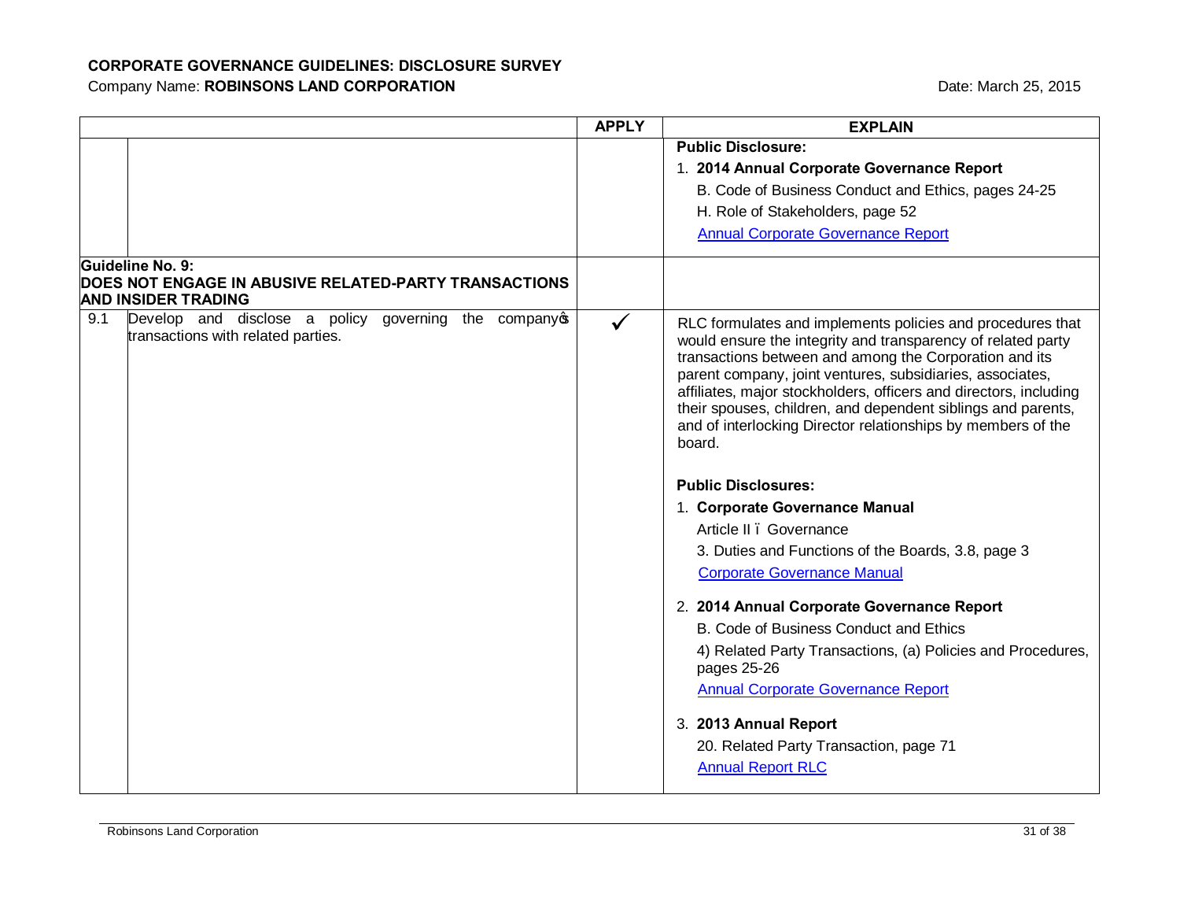**CORPORATE GOVERNANCE GUIDELINES: DISCLOSURE SURVEY**

Company Name: **ROBINSONS LAND CORPORATION**

Date: March 25, 2015

| | | APPLY | EXPLAIN |
|---|---|---|---|
| | | | **Public Disclosure:**<br>1. **2014 Annual Corporate Governance Report**<br>B. Code of Business Conduct and Ethics, pages 24-25<br>H. Role of Stakeholders, page 52<br>Annual Corporate Governance Report |
| **Guideline No. 9:**<br>**DOES NOT ENGAGE IN ABUSIVE RELATED-PARTY TRANSACTIONS AND INSIDER TRADING** | | | |
| 9.1 | Develop and disclose a policy governing the company's transactions with related parties. | ✓ | RLC formulates and implements policies and procedures that would ensure the integrity and transparency of related party transactions between and among the Corporation and its parent company, joint ventures, subsidiaries, associates, affiliates, major stockholders, officers and directors, including their spouses, children, and dependent siblings and parents, and of interlocking Director relationships by members of the board.<br><br>**Public Disclosures:**<br>1. **Corporate Governance Manual**<br>Article II – Governance<br>3. Duties and Functions of the Boards, 3.8, page 3<br>Corporate Governance Manual<br><br>2. **2014 Annual Corporate Governance Report**<br>B. Code of Business Conduct and Ethics<br>4) Related Party Transactions, (a) Policies and Procedures, pages 25-26<br>Annual Corporate Governance Report<br><br>3. **2013 Annual Report**<br>20. Related Party Transaction, page 71<br>Annual Report RLC |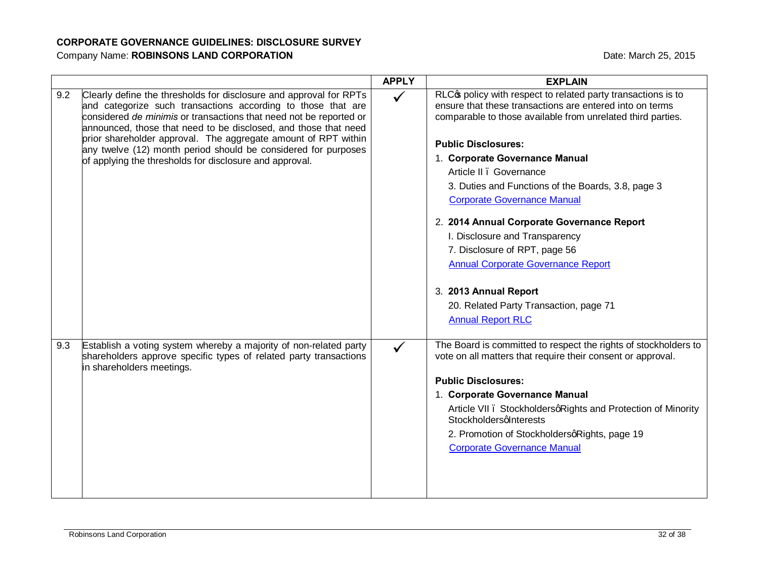**CORPORATE GOVERNANCE GUIDELINES: DISCLOSURE SURVEY**

Company Name: **ROBINSONS LAND CORPORATION**

Date: March 25, 2015

| | | APPLY | EXPLAIN |
|---|---|---|---|
| 9.2 | Clearly define the thresholds for disclosure and approval for RPTs and categorize such transactions according to those that are considered *de minimis* or transactions that need not be reported or announced, those that need to be disclosed, and those that need prior shareholder approval. The aggregate amount of RPT within any twelve (12) month period should be considered for purposes of applying the thresholds for disclosure and approval. | ✓ | RLC's policy with respect to related party transactions is to ensure that these transactions are entered into on terms comparable to those available from unrelated third parties.<br><br>**Public Disclosures:**<br>1. **Corporate Governance Manual**<br>Article II – Governance<br>3. Duties and Functions of the Boards, 3.8, page 3<br>Corporate Governance Manual<br><br>2. **2014 Annual Corporate Governance Report**<br>I. Disclosure and Transparency<br>7. Disclosure of RPT, page 56<br>Annual Corporate Governance Report<br><br>3. **2013 Annual Report**<br>20. Related Party Transaction, page 71<br>Annual Report RLC |
| 9.3 | Establish a voting system whereby a majority of non-related party shareholders approve specific types of related party transactions in shareholders meetings. | ✓ | The Board is committed to respect the rights of stockholders to vote on all matters that require their consent or approval.<br><br>**Public Disclosures:**<br>1. **Corporate Governance Manual**<br>Article VII – Stockholders' Rights and Protection of Minority Stockholders' Interests<br>2. Promotion of Stockholders' Rights, page 19<br>Corporate Governance Manual |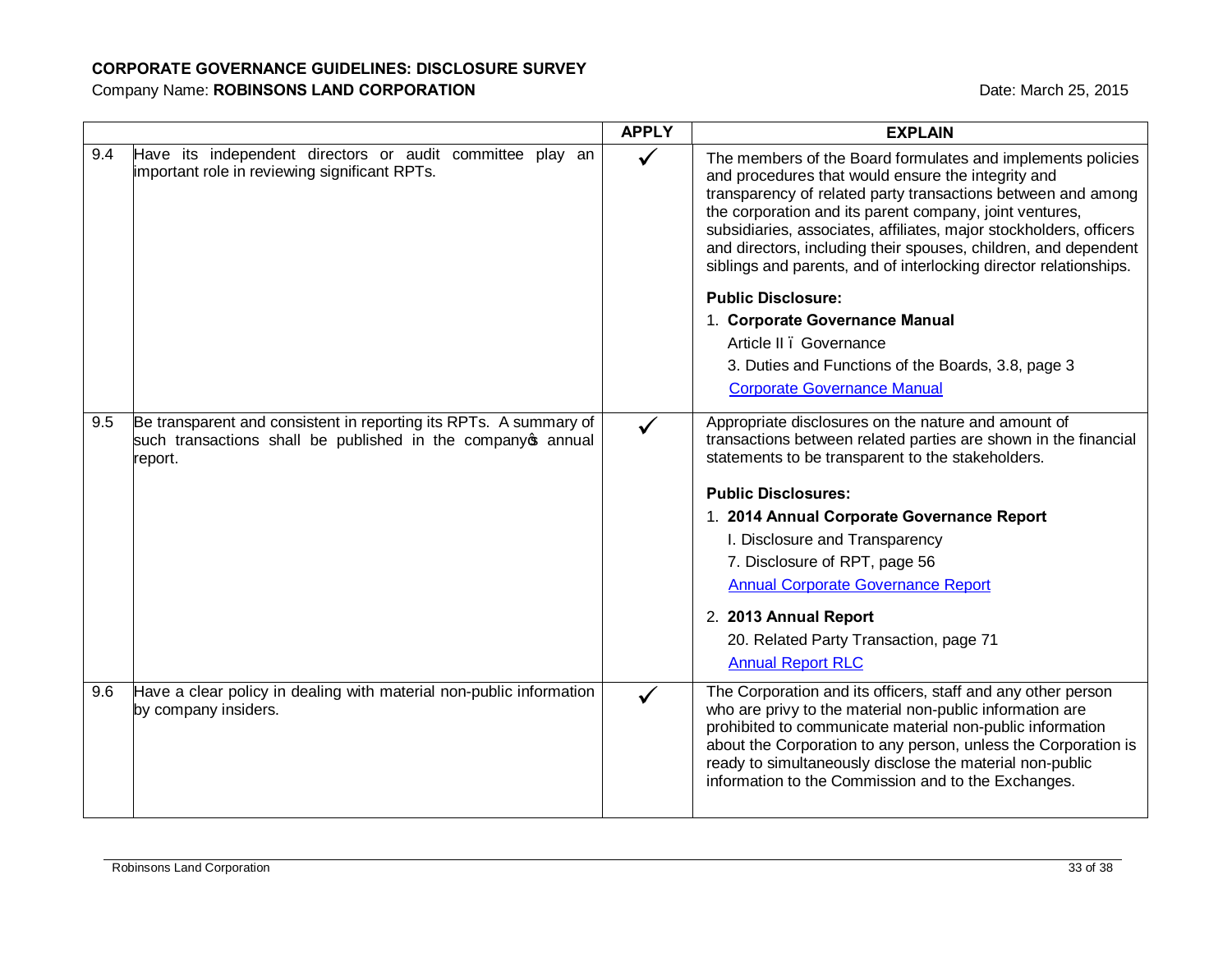**CORPORATE GOVERNANCE GUIDELINES: DISCLOSURE SURVEY**

Company Name: **ROBINSONS LAND CORPORATION** Date: March 25, 2015

| | | APPLY | EXPLAIN |
|---|---|---|---|
| 9.4 | Have its independent directors or audit committee play an important role in reviewing significant RPTs. | ✓ | The members of the Board formulates and implements policies and procedures that would ensure the integrity and transparency of related party transactions between and among the corporation and its parent company, joint ventures, subsidiaries, associates, affiliates, major stockholders, officers and directors, including their spouses, children, and dependent siblings and parents, and of interlocking director relationships.<br><br>**Public Disclosure:**<br>1. **Corporate Governance Manual**<br>Article II – Governance<br>3. Duties and Functions of the Boards, 3.8, page 3<br>Corporate Governance Manual |
| 9.5 | Be transparent and consistent in reporting its RPTs. A summary of such transactions shall be published in the company's annual report. | ✓ | Appropriate disclosures on the nature and amount of transactions between related parties are shown in the financial statements to be transparent to the stakeholders.<br><br>**Public Disclosures:**<br>1. **2014 Annual Corporate Governance Report**<br>I. Disclosure and Transparency<br>7. Disclosure of RPT, page 56<br>Annual Corporate Governance Report<br><br>2. **2013 Annual Report**<br>20. Related Party Transaction, page 71<br>Annual Report RLC |
| 9.6 | Have a clear policy in dealing with material non-public information by company insiders. | ✓ | The Corporation and its officers, staff and any other person who are privy to the material non-public information are prohibited to communicate material non-public information about the Corporation to any person, unless the Corporation is ready to simultaneously disclose the material non-public information to the Commission and to the Exchanges. |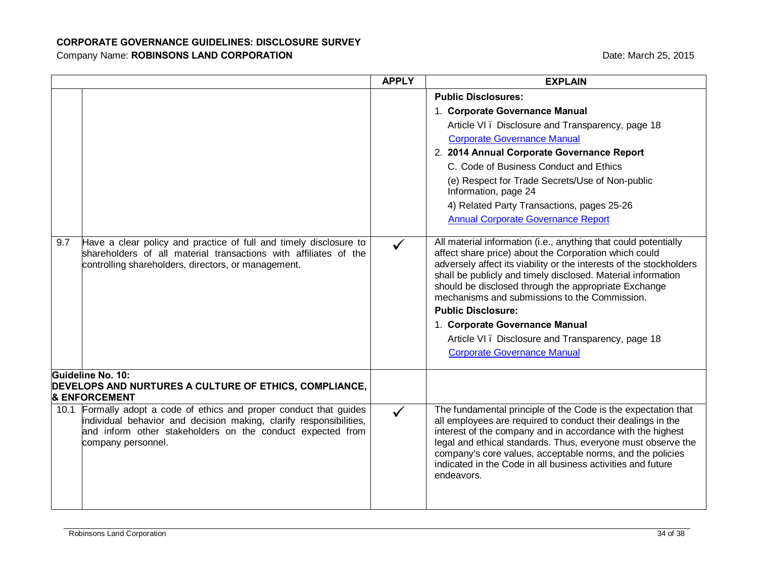**CORPORATE GOVERNANCE GUIDELINES: DISCLOSURE SURVEY**

Company Name: **ROBINSONS LAND CORPORATION** Date: March 25, 2015

| | | APPLY | EXPLAIN |
|---|---|---|---|
| | | | **Public Disclosures:**<br>1. **Corporate Governance Manual**<br>Article VI ï Disclosure and Transparency, page 18<br>Corporate Governance Manual<br>2. **2014 Annual Corporate Governance Report**<br>C. Code of Business Conduct and Ethics<br>(e) Respect for Trade Secrets/Use of Non-public Information, page 24<br>4) Related Party Transactions, pages 25-26<br>Annual Corporate Governance Report |
| 9.7 | Have a clear policy and practice of full and timely disclosure to shareholders of all material transactions with affiliates of the controlling shareholders, directors, or management. | ✓ | All material information (i.e., anything that could potentially affect share price) about the Corporation which could adversely affect its viability or the interests of the stockholders shall be publicly and timely disclosed. Material information should be disclosed through the appropriate Exchange mechanisms and submissions to the Commission.<br>**Public Disclosure:**<br>1. **Corporate Governance Manual**<br>Article VI ï Disclosure and Transparency, page 18<br>Corporate Governance Manual |
| **Guideline No. 10:<br>DEVELOPS AND NURTURES A CULTURE OF ETHICS, COMPLIANCE, & ENFORCEMENT** | | | |
| 10.1 | Formally adopt a code of ethics and proper conduct that guides individual behavior and decision making, clarify responsibilities, and inform other stakeholders on the conduct expected from company personnel. | ✓ | The fundamental principle of the Code is the expectation that all employees are required to conduct their dealings in the interest of the company and in accordance with the highest legal and ethical standards. Thus, everyone must observe the company's core values, acceptable norms, and the policies indicated in the Code in all business activities and future endeavors. |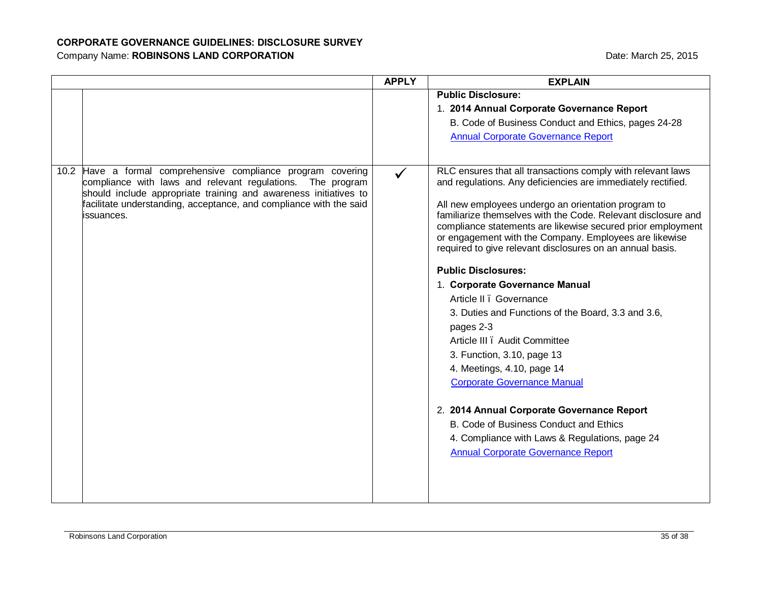**CORPORATE GOVERNANCE GUIDELINES: DISCLOSURE SURVEY**

Company Name: **ROBINSONS LAND CORPORATION**

Date: March 25, 2015

| | | APPLY | EXPLAIN |
|---|---|---|---|
| | | | **Public Disclosure:**<br>1. **2014 Annual Corporate Governance Report**<br>B. Code of Business Conduct and Ethics, pages 24-28<br>[Annual Corporate Governance Report] |
| 10.2 | Have a formal comprehensive compliance program covering compliance with laws and relevant regulations. The program should include appropriate training and awareness initiatives to facilitate understanding, acceptance, and compliance with the said issuances. | ✓ | RLC ensures that all transactions comply with relevant laws and regulations. Any deficiencies are immediately rectified.<br><br>All new employees undergo an orientation program to familiarize themselves with the Code. Relevant disclosure and compliance statements are likewise secured prior employment or engagement with the Company. Employees are likewise required to give relevant disclosures on an annual basis.<br><br>**Public Disclosures:**<br>1. **Corporate Governance Manual**<br>Article II – Governance<br>3. Duties and Functions of the Board, 3.3 and 3.6, pages 2-3<br>Article III – Audit Committee<br>3. Function, 3.10, page 13<br>4. Meetings, 4.10, page 14<br>[Corporate Governance Manual]<br><br>2. **2014 Annual Corporate Governance Report**<br>B. Code of Business Conduct and Ethics<br>4. Compliance with Laws & Regulations, page 24<br>[Annual Corporate Governance Report] |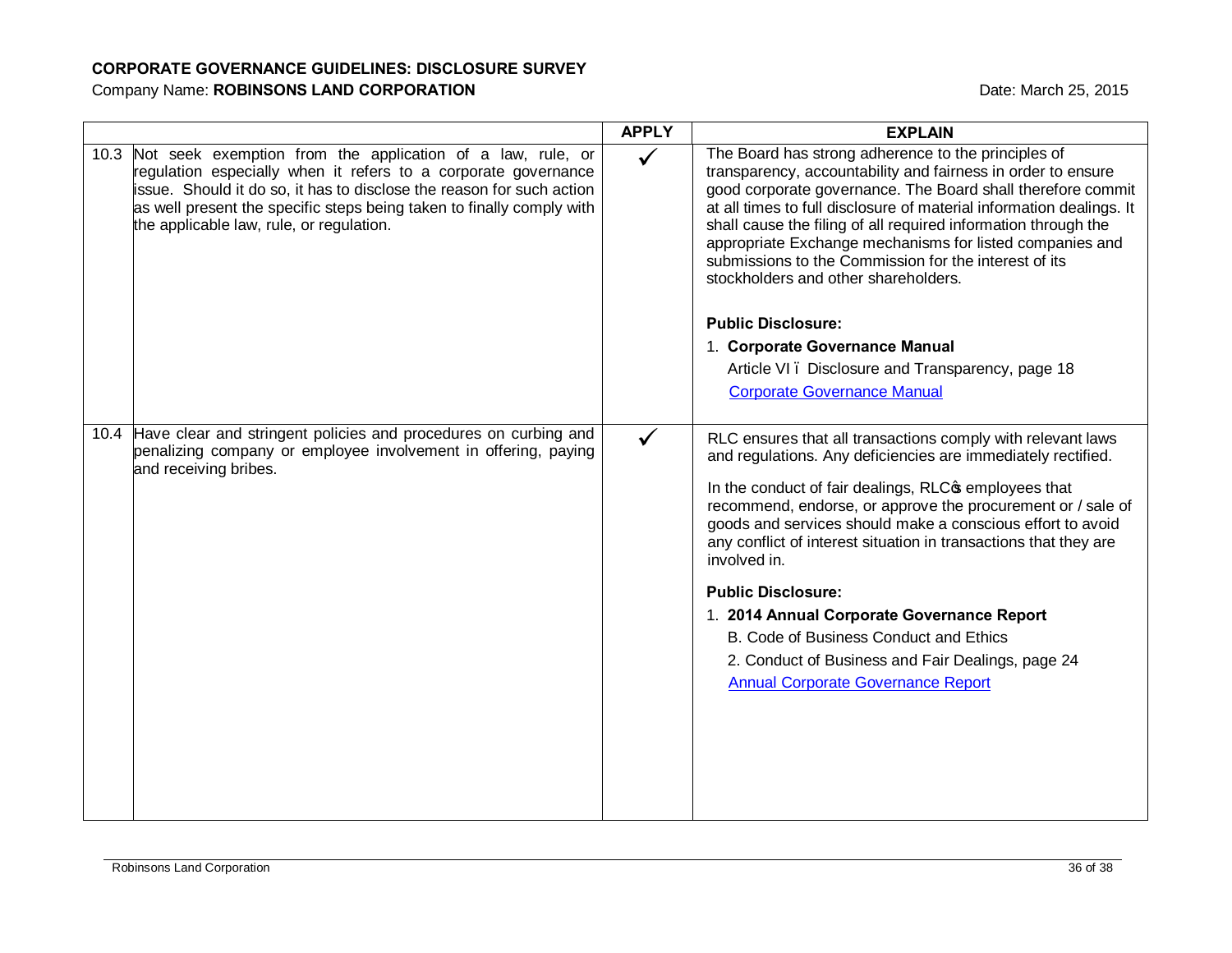**CORPORATE GOVERNANCE GUIDELINES: DISCLOSURE SURVEY**

Company Name: **ROBINSONS LAND CORPORATION**    Date: March 25, 2015

| | | APPLY | EXPLAIN |
|---|---|---|---|
| 10.3 | Not seek exemption from the application of a law, rule, or regulation especially when it refers to a corporate governance issue. Should it do so, it has to disclose the reason for such action as well present the specific steps being taken to finally comply with the applicable law, rule, or regulation. | ✓ | The Board has strong adherence to the principles of transparency, accountability and fairness in order to ensure good corporate governance. The Board shall therefore commit at all times to full disclosure of material information dealings. It shall cause the filing of all required information through the appropriate Exchange mechanisms for listed companies and submissions to the Commission for the interest of its stockholders and other shareholders.<br><br>**Public Disclosure:**<br>1. **Corporate Governance Manual**<br>Article VI – Disclosure and Transparency, page 18<br>Corporate Governance Manual |
| 10.4 | Have clear and stringent policies and procedures on curbing and penalizing company or employee involvement in offering, paying and receiving bribes. | ✓ | RLC ensures that all transactions comply with relevant laws and regulations. Any deficiencies are immediately rectified.<br><br>In the conduct of fair dealings, RLC's employees that recommend, endorse, or approve the procurement or / sale of goods and services should make a conscious effort to avoid any conflict of interest situation in transactions that they are involved in.<br><br>**Public Disclosure:**<br>1. **2014 Annual Corporate Governance Report**<br>B. Code of Business Conduct and Ethics<br>2. Conduct of Business and Fair Dealings, page 24<br>Annual Corporate Governance Report |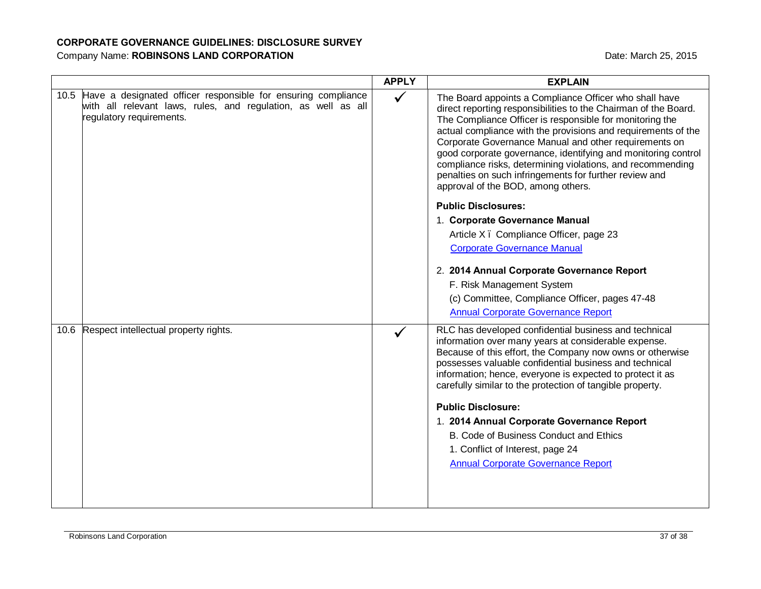**CORPORATE GOVERNANCE GUIDELINES: DISCLOSURE SURVEY**

Company Name: **ROBINSONS LAND CORPORATION** Date: March 25, 2015

| | | APPLY | EXPLAIN |
|---|---|---|---|
| 10.5 | Have a designated officer responsible for ensuring compliance with all relevant laws, rules, and regulation, as well as all regulatory requirements. | ✓ | The Board appoints a Compliance Officer who shall have direct reporting responsibilities to the Chairman of the Board. The Compliance Officer is responsible for monitoring the actual compliance with the provisions and requirements of the Corporate Governance Manual and other requirements on good corporate governance, identifying and monitoring control compliance risks, determining violations, and recommending penalties on such infringements for further review and approval of the BOD, among others.<br><br>**Public Disclosures:**<br>1. **Corporate Governance Manual**<br>Article X ï Compliance Officer, page 23<br>Corporate Governance Manual<br><br>2. **2014 Annual Corporate Governance Report**<br>F. Risk Management System<br>(c) Committee, Compliance Officer, pages 47-48<br>Annual Corporate Governance Report |
| 10.6 | Respect intellectual property rights. | ✓ | RLC has developed confidential business and technical information over many years at considerable expense. Because of this effort, the Company now owns or otherwise possesses valuable confidential business and technical information; hence, everyone is expected to protect it as carefully similar to the protection of tangible property.<br><br>**Public Disclosure:**<br>1. **2014 Annual Corporate Governance Report**<br>B. Code of Business Conduct and Ethics<br>1. Conflict of Interest, page 24<br>Annual Corporate Governance Report |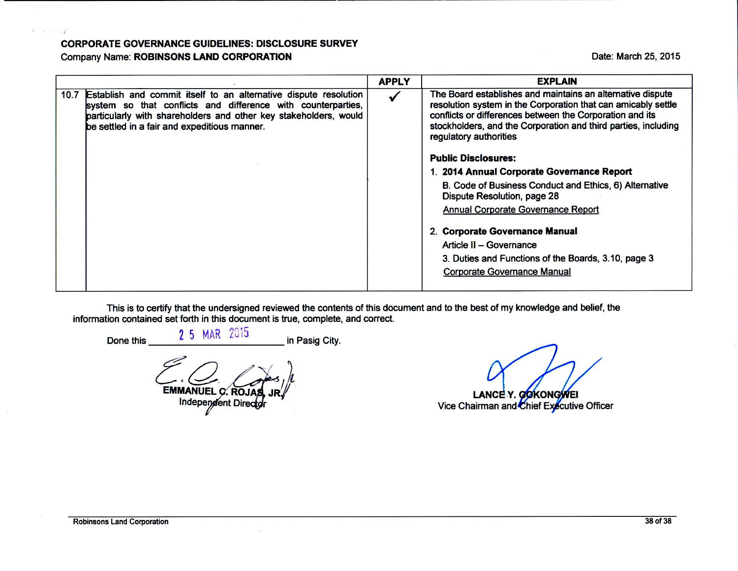**CORPORATE GOVERNANCE GUIDELINES: DISCLOSURE SURVEY**

Company Name: **ROBINSONS LAND CORPORATION**

Date: March 25, 2015

| | | APPLY | EXPLAIN |
|---|---|---|---|
| 10.7 | Establish and commit itself to an alternative dispute resolution system so that conflicts and difference with counterparties, particularly with shareholders and other key stakeholders, would be settled in a fair and expeditious manner. | ✓ | The Board establishes and maintains an alternative dispute resolution system in the Corporation that can amicably settle conflicts or differences between the Corporation and its stockholders, and the Corporation and third parties, including regulatory authorities<br><br>**Public Disclosures:**<br>1. **2014 Annual Corporate Governance Report**<br>B. Code of Business Conduct and Ethics, 6) Alternative Dispute Resolution, page 28<br>Annual Corporate Governance Report<br><br>2. **Corporate Governance Manual**<br>Article II – Governance<br>3. Duties and Functions of the Boards, 3.10, page 3<br>Corporate Governance Manual |

This is to certify that the undersigned reviewed the contents of this document and to the best of my knowledge and belief, the information contained set forth in this document is true, complete, and correct.

Done this 25 MAR 2015 in Pasig City.

**EMMANUEL C. ROJAS, JR.**
Independent Director

**LANCE Y. GOKONGWEI**
Vice Chairman and Chief Executive Officer